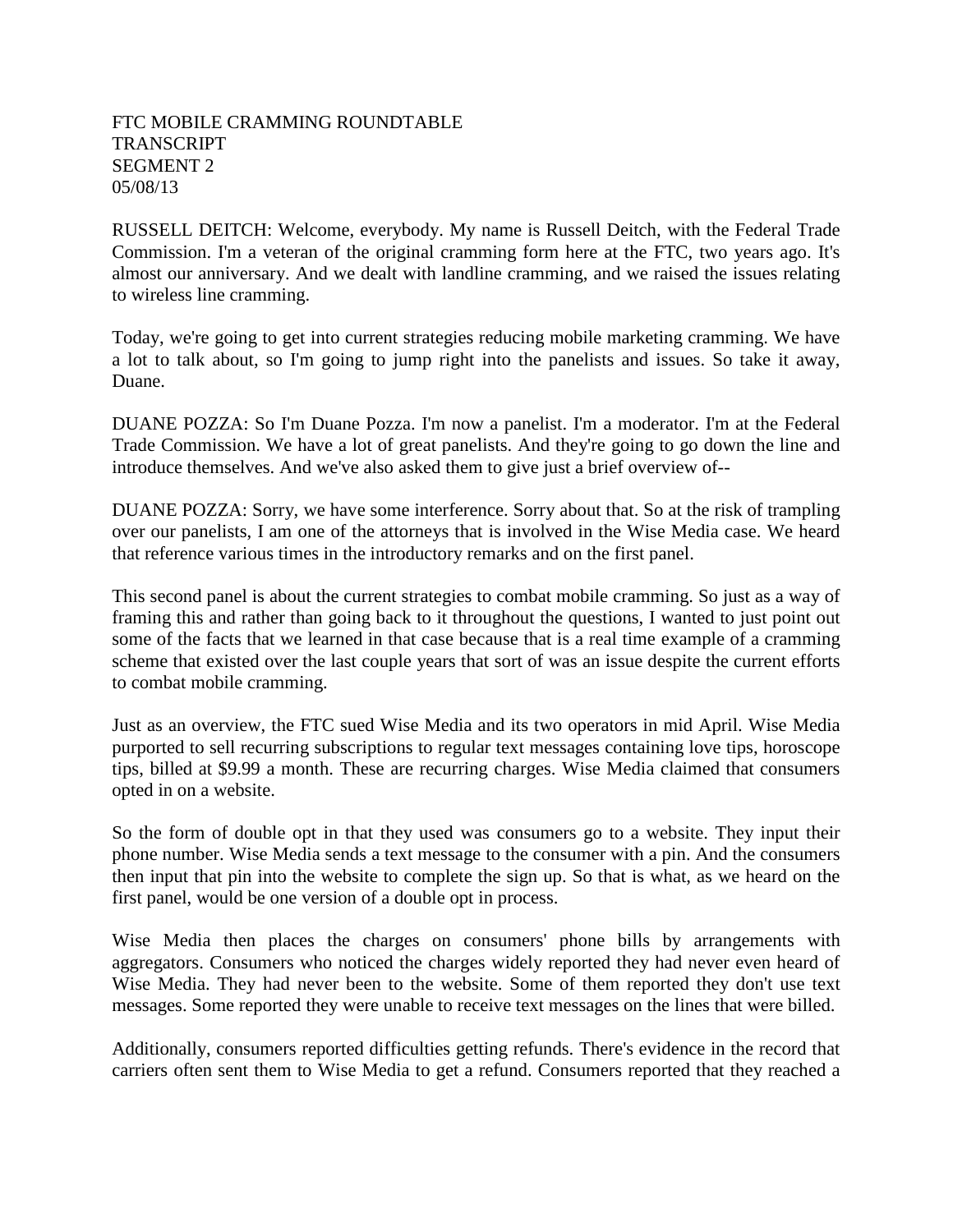FTC MOBILE CRAMMING ROUNDTABLE
TRANSCRIPT
SEGMENT 2
05/08/13

RUSSELL DEITCH: Welcome, everybody. My name is Russell Deitch, with the Federal Trade Commission. I'm a veteran of the original cramming form here at the FTC, two years ago. It's almost our anniversary. And we dealt with landline cramming, and we raised the issues relating to wireless line cramming.

Today, we're going to get into current strategies reducing mobile marketing cramming. We have a lot to talk about, so I'm going to jump right into the panelists and issues. So take it away, Duane.

DUANE POZZA: So I'm Duane Pozza. I'm now a panelist. I'm a moderator. I'm at the Federal Trade Commission. We have a lot of great panelists. And they're going to go down the line and introduce themselves. And we've also asked them to give just a brief overview of--

DUANE POZZA: Sorry, we have some interference. Sorry about that. So at the risk of trampling over our panelists, I am one of the attorneys that is involved in the Wise Media case. We heard that reference various times in the introductory remarks and on the first panel.

This second panel is about the current strategies to combat mobile cramming. So just as a way of framing this and rather than going back to it throughout the questions, I wanted to just point out some of the facts that we learned in that case because that is a real time example of a cramming scheme that existed over the last couple years that sort of was an issue despite the current efforts to combat mobile cramming.

Just as an overview, the FTC sued Wise Media and its two operators in mid April. Wise Media purported to sell recurring subscriptions to regular text messages containing love tips, horoscope tips, billed at $9.99 a month. These are recurring charges. Wise Media claimed that consumers opted in on a website.

So the form of double opt in that they used was consumers go to a website. They input their phone number. Wise Media sends a text message to the consumer with a pin. And the consumers then input that pin into the website to complete the sign up. So that is what, as we heard on the first panel, would be one version of a double opt in process.

Wise Media then places the charges on consumers' phone bills by arrangements with aggregators. Consumers who noticed the charges widely reported they had never even heard of Wise Media. They had never been to the website. Some of them reported they don't use text messages. Some reported they were unable to receive text messages on the lines that were billed.

Additionally, consumers reported difficulties getting refunds. There's evidence in the record that carriers often sent them to Wise Media to get a refund. Consumers reported that they reached a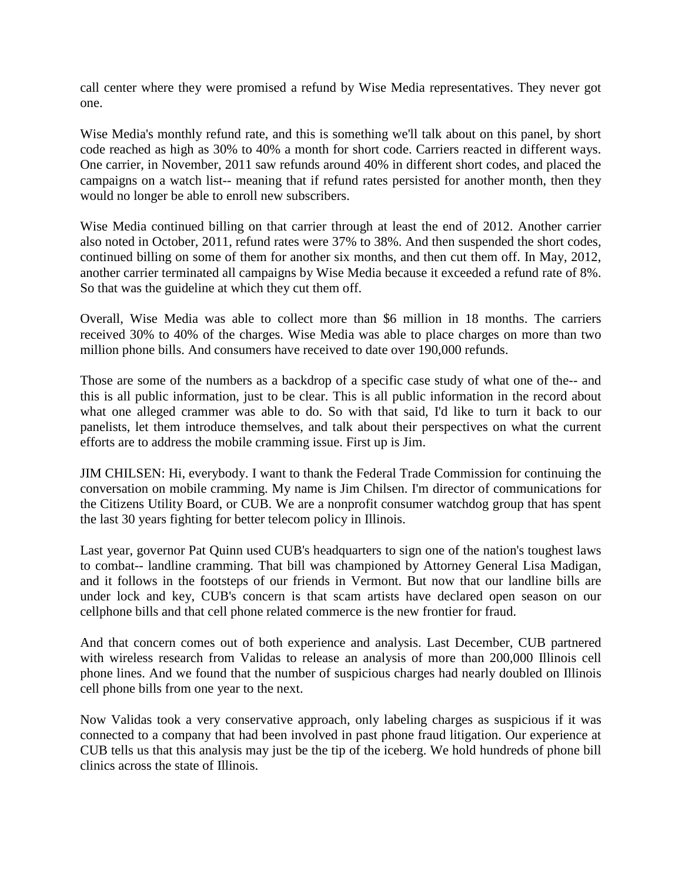call center where they were promised a refund by Wise Media representatives. They never got one.

Wise Media's monthly refund rate, and this is something we'll talk about on this panel, by short code reached as high as 30% to 40% a month for short code. Carriers reacted in different ways. One carrier, in November, 2011 saw refunds around 40% in different short codes, and placed the campaigns on a watch list-- meaning that if refund rates persisted for another month, then they would no longer be able to enroll new subscribers.

Wise Media continued billing on that carrier through at least the end of 2012. Another carrier also noted in October, 2011, refund rates were 37% to 38%. And then suspended the short codes, continued billing on some of them for another six months, and then cut them off. In May, 2012, another carrier terminated all campaigns by Wise Media because it exceeded a refund rate of 8%. So that was the guideline at which they cut them off.

Overall, Wise Media was able to collect more than $6 million in 18 months. The carriers received 30% to 40% of the charges. Wise Media was able to place charges on more than two million phone bills. And consumers have received to date over 190,000 refunds.

Those are some of the numbers as a backdrop of a specific case study of what one of the-- and this is all public information, just to be clear. This is all public information in the record about what one alleged crammer was able to do. So with that said, I'd like to turn it back to our panelists, let them introduce themselves, and talk about their perspectives on what the current efforts are to address the mobile cramming issue. First up is Jim.

JIM CHILSEN: Hi, everybody. I want to thank the Federal Trade Commission for continuing the conversation on mobile cramming. My name is Jim Chilsen. I'm director of communications for the Citizens Utility Board, or CUB. We are a nonprofit consumer watchdog group that has spent the last 30 years fighting for better telecom policy in Illinois.

Last year, governor Pat Quinn used CUB's headquarters to sign one of the nation's toughest laws to combat-- landline cramming. That bill was championed by Attorney General Lisa Madigan, and it follows in the footsteps of our friends in Vermont. But now that our landline bills are under lock and key, CUB's concern is that scam artists have declared open season on our cellphone bills and that cell phone related commerce is the new frontier for fraud.

And that concern comes out of both experience and analysis. Last December, CUB partnered with wireless research from Validas to release an analysis of more than 200,000 Illinois cell phone lines. And we found that the number of suspicious charges had nearly doubled on Illinois cell phone bills from one year to the next.

Now Validas took a very conservative approach, only labeling charges as suspicious if it was connected to a company that had been involved in past phone fraud litigation. Our experience at CUB tells us that this analysis may just be the tip of the iceberg. We hold hundreds of phone bill clinics across the state of Illinois.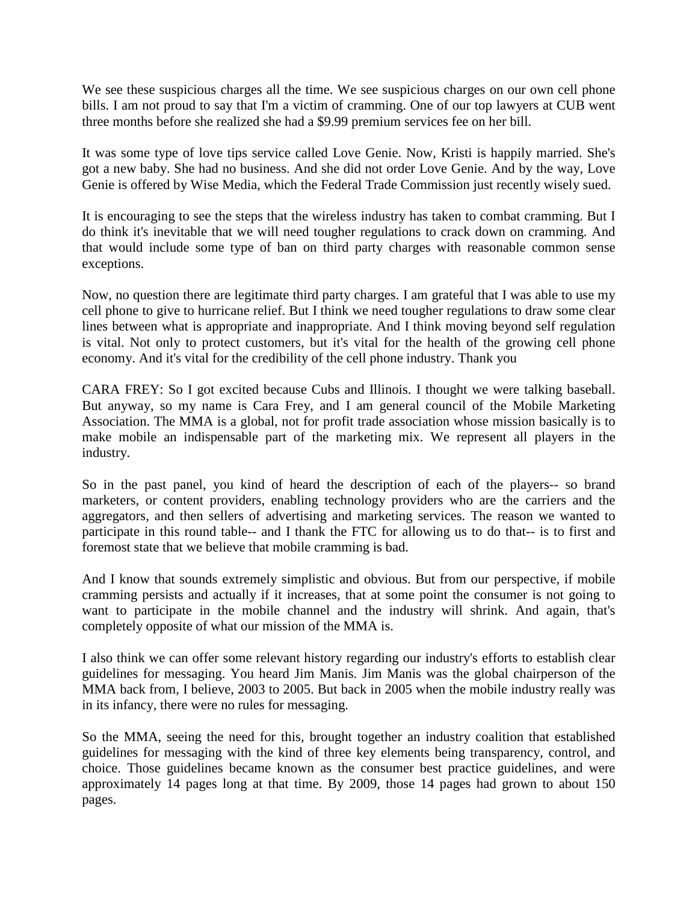We see these suspicious charges all the time. We see suspicious charges on our own cell phone bills. I am not proud to say that I'm a victim of cramming. One of our top lawyers at CUB went three months before she realized she had a $9.99 premium services fee on her bill.

It was some type of love tips service called Love Genie. Now, Kristi is happily married. She's got a new baby. She had no business. And she did not order Love Genie. And by the way, Love Genie is offered by Wise Media, which the Federal Trade Commission just recently wisely sued.

It is encouraging to see the steps that the wireless industry has taken to combat cramming. But I do think it's inevitable that we will need tougher regulations to crack down on cramming. And that would include some type of ban on third party charges with reasonable common sense exceptions.

Now, no question there are legitimate third party charges. I am grateful that I was able to use my cell phone to give to hurricane relief. But I think we need tougher regulations to draw some clear lines between what is appropriate and inappropriate. And I think moving beyond self regulation is vital. Not only to protect customers, but it's vital for the health of the growing cell phone economy. And it's vital for the credibility of the cell phone industry. Thank you

CARA FREY: So I got excited because Cubs and Illinois. I thought we were talking baseball. But anyway, so my name is Cara Frey, and I am general council of the Mobile Marketing Association. The MMA is a global, not for profit trade association whose mission basically is to make mobile an indispensable part of the marketing mix. We represent all players in the industry.

So in the past panel, you kind of heard the description of each of the players-- so brand marketers, or content providers, enabling technology providers who are the carriers and the aggregators, and then sellers of advertising and marketing services. The reason we wanted to participate in this round table-- and I thank the FTC for allowing us to do that-- is to first and foremost state that we believe that mobile cramming is bad.

And I know that sounds extremely simplistic and obvious. But from our perspective, if mobile cramming persists and actually if it increases, that at some point the consumer is not going to want to participate in the mobile channel and the industry will shrink. And again, that's completely opposite of what our mission of the MMA is.

I also think we can offer some relevant history regarding our industry's efforts to establish clear guidelines for messaging. You heard Jim Manis. Jim Manis was the global chairperson of the MMA back from, I believe, 2003 to 2005. But back in 2005 when the mobile industry really was in its infancy, there were no rules for messaging.

So the MMA, seeing the need for this, brought together an industry coalition that established guidelines for messaging with the kind of three key elements being transparency, control, and choice. Those guidelines became known as the consumer best practice guidelines, and were approximately 14 pages long at that time. By 2009, those 14 pages had grown to about 150 pages.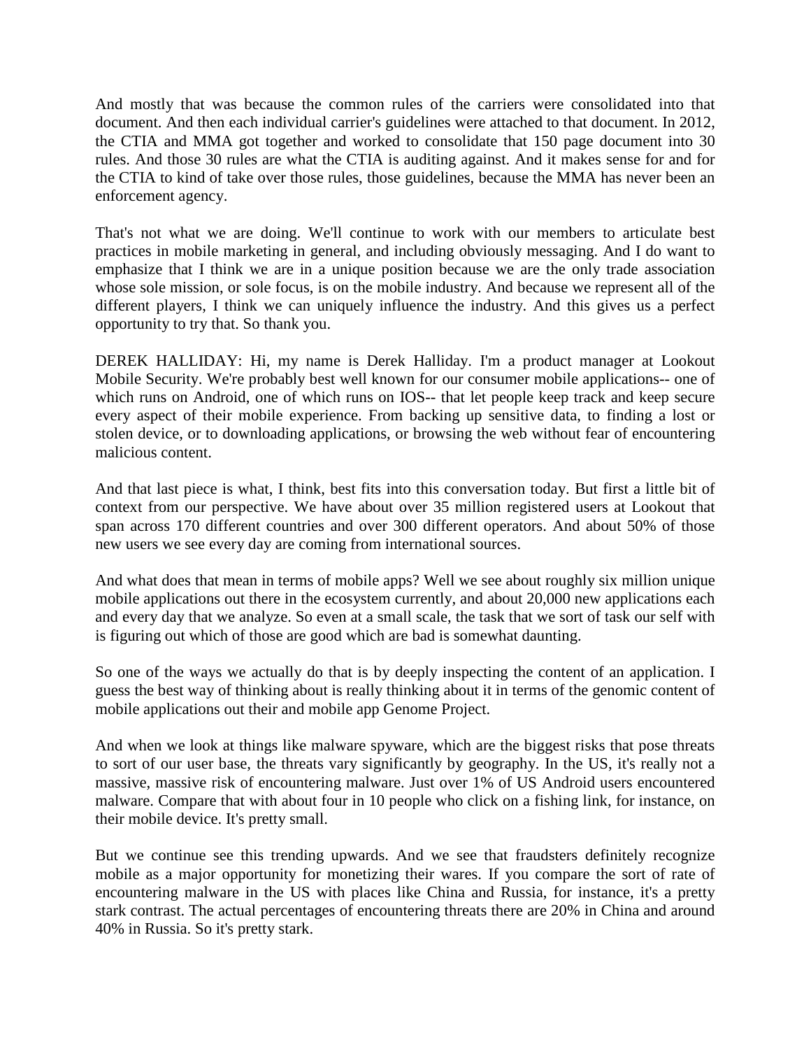And mostly that was because the common rules of the carriers were consolidated into that document. And then each individual carrier's guidelines were attached to that document. In 2012, the CTIA and MMA got together and worked to consolidate that 150 page document into 30 rules. And those 30 rules are what the CTIA is auditing against. And it makes sense for and for the CTIA to kind of take over those rules, those guidelines, because the MMA has never been an enforcement agency.

That's not what we are doing. We'll continue to work with our members to articulate best practices in mobile marketing in general, and including obviously messaging. And I do want to emphasize that I think we are in a unique position because we are the only trade association whose sole mission, or sole focus, is on the mobile industry. And because we represent all of the different players, I think we can uniquely influence the industry. And this gives us a perfect opportunity to try that. So thank you.

DEREK HALLIDAY: Hi, my name is Derek Halliday. I'm a product manager at Lookout Mobile Security. We're probably best well known for our consumer mobile applications-- one of which runs on Android, one of which runs on IOS-- that let people keep track and keep secure every aspect of their mobile experience. From backing up sensitive data, to finding a lost or stolen device, or to downloading applications, or browsing the web without fear of encountering malicious content.

And that last piece is what, I think, best fits into this conversation today. But first a little bit of context from our perspective. We have about over 35 million registered users at Lookout that span across 170 different countries and over 300 different operators. And about 50% of those new users we see every day are coming from international sources.

And what does that mean in terms of mobile apps? Well we see about roughly six million unique mobile applications out there in the ecosystem currently, and about 20,000 new applications each and every day that we analyze. So even at a small scale, the task that we sort of task our self with is figuring out which of those are good which are bad is somewhat daunting.

So one of the ways we actually do that is by deeply inspecting the content of an application. I guess the best way of thinking about is really thinking about it in terms of the genomic content of mobile applications out their and mobile app Genome Project.

And when we look at things like malware spyware, which are the biggest risks that pose threats to sort of our user base, the threats vary significantly by geography. In the US, it's really not a massive, massive risk of encountering malware. Just over 1% of US Android users encountered malware. Compare that with about four in 10 people who click on a fishing link, for instance, on their mobile device. It's pretty small.

But we continue see this trending upwards. And we see that fraudsters definitely recognize mobile as a major opportunity for monetizing their wares. If you compare the sort of rate of encountering malware in the US with places like China and Russia, for instance, it's a pretty stark contrast. The actual percentages of encountering threats there are 20% in China and around 40% in Russia. So it's pretty stark.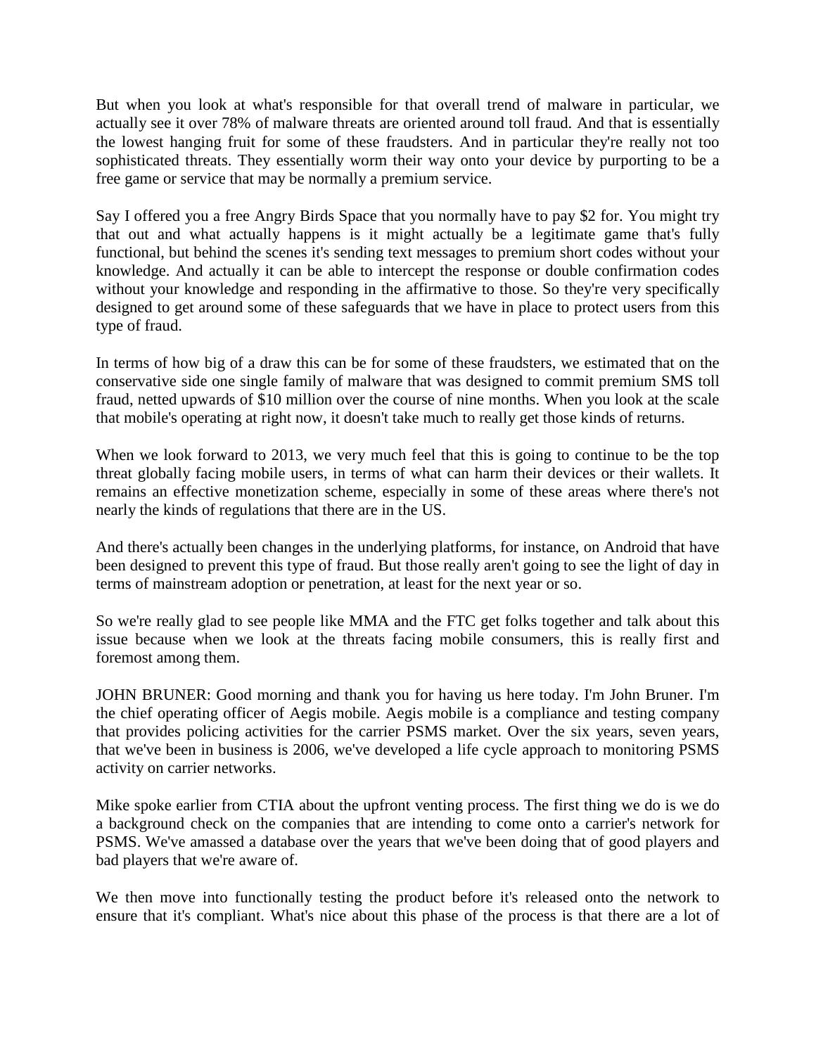But when you look at what's responsible for that overall trend of malware in particular, we actually see it over 78% of malware threats are oriented around toll fraud. And that is essentially the lowest hanging fruit for some of these fraudsters. And in particular they're really not too sophisticated threats. They essentially worm their way onto your device by purporting to be a free game or service that may be normally a premium service.

Say I offered you a free Angry Birds Space that you normally have to pay $2 for. You might try that out and what actually happens is it might actually be a legitimate game that's fully functional, but behind the scenes it's sending text messages to premium short codes without your knowledge. And actually it can be able to intercept the response or double confirmation codes without your knowledge and responding in the affirmative to those. So they're very specifically designed to get around some of these safeguards that we have in place to protect users from this type of fraud.

In terms of how big of a draw this can be for some of these fraudsters, we estimated that on the conservative side one single family of malware that was designed to commit premium SMS toll fraud, netted upwards of $10 million over the course of nine months. When you look at the scale that mobile's operating at right now, it doesn't take much to really get those kinds of returns.

When we look forward to 2013, we very much feel that this is going to continue to be the top threat globally facing mobile users, in terms of what can harm their devices or their wallets. It remains an effective monetization scheme, especially in some of these areas where there's not nearly the kinds of regulations that there are in the US.

And there's actually been changes in the underlying platforms, for instance, on Android that have been designed to prevent this type of fraud. But those really aren't going to see the light of day in terms of mainstream adoption or penetration, at least for the next year or so.

So we're really glad to see people like MMA and the FTC get folks together and talk about this issue because when we look at the threats facing mobile consumers, this is really first and foremost among them.

JOHN BRUNER: Good morning and thank you for having us here today. I'm John Bruner. I'm the chief operating officer of Aegis mobile. Aegis mobile is a compliance and testing company that provides policing activities for the carrier PSMS market. Over the six years, seven years, that we've been in business is 2006, we've developed a life cycle approach to monitoring PSMS activity on carrier networks.

Mike spoke earlier from CTIA about the upfront venting process. The first thing we do is we do a background check on the companies that are intending to come onto a carrier's network for PSMS. We've amassed a database over the years that we've been doing that of good players and bad players that we're aware of.

We then move into functionally testing the product before it's released onto the network to ensure that it's compliant. What's nice about this phase of the process is that there are a lot of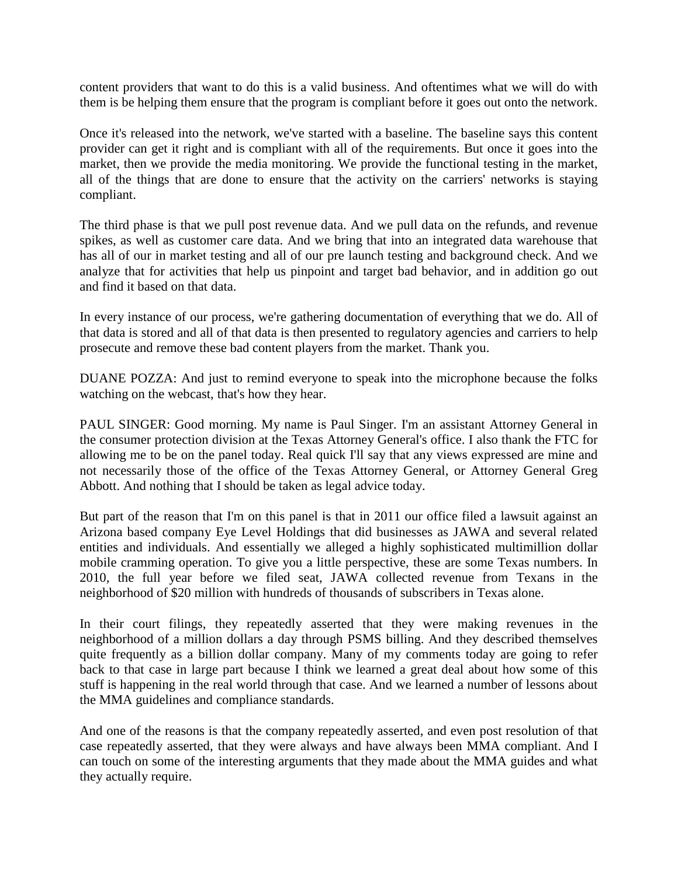content providers that want to do this is a valid business. And oftentimes what we will do with them is be helping them ensure that the program is compliant before it goes out onto the network.

Once it's released into the network, we've started with a baseline. The baseline says this content provider can get it right and is compliant with all of the requirements. But once it goes into the market, then we provide the media monitoring. We provide the functional testing in the market, all of the things that are done to ensure that the activity on the carriers' networks is staying compliant.

The third phase is that we pull post revenue data. And we pull data on the refunds, and revenue spikes, as well as customer care data. And we bring that into an integrated data warehouse that has all of our in market testing and all of our pre launch testing and background check. And we analyze that for activities that help us pinpoint and target bad behavior, and in addition go out and find it based on that data.

In every instance of our process, we're gathering documentation of everything that we do. All of that data is stored and all of that data is then presented to regulatory agencies and carriers to help prosecute and remove these bad content players from the market. Thank you.

DUANE POZZA: And just to remind everyone to speak into the microphone because the folks watching on the webcast, that's how they hear.

PAUL SINGER: Good morning. My name is Paul Singer. I'm an assistant Attorney General in the consumer protection division at the Texas Attorney General's office. I also thank the FTC for allowing me to be on the panel today. Real quick I'll say that any views expressed are mine and not necessarily those of the office of the Texas Attorney General, or Attorney General Greg Abbott. And nothing that I should be taken as legal advice today.

But part of the reason that I'm on this panel is that in 2011 our office filed a lawsuit against an Arizona based company Eye Level Holdings that did businesses as JAWA and several related entities and individuals. And essentially we alleged a highly sophisticated multimillion dollar mobile cramming operation. To give you a little perspective, these are some Texas numbers. In 2010, the full year before we filed seat, JAWA collected revenue from Texans in the neighborhood of $20 million with hundreds of thousands of subscribers in Texas alone.

In their court filings, they repeatedly asserted that they were making revenues in the neighborhood of a million dollars a day through PSMS billing. And they described themselves quite frequently as a billion dollar company. Many of my comments today are going to refer back to that case in large part because I think we learned a great deal about how some of this stuff is happening in the real world through that case. And we learned a number of lessons about the MMA guidelines and compliance standards.

And one of the reasons is that the company repeatedly asserted, and even post resolution of that case repeatedly asserted, that they were always and have always been MMA compliant. And I can touch on some of the interesting arguments that they made about the MMA guides and what they actually require.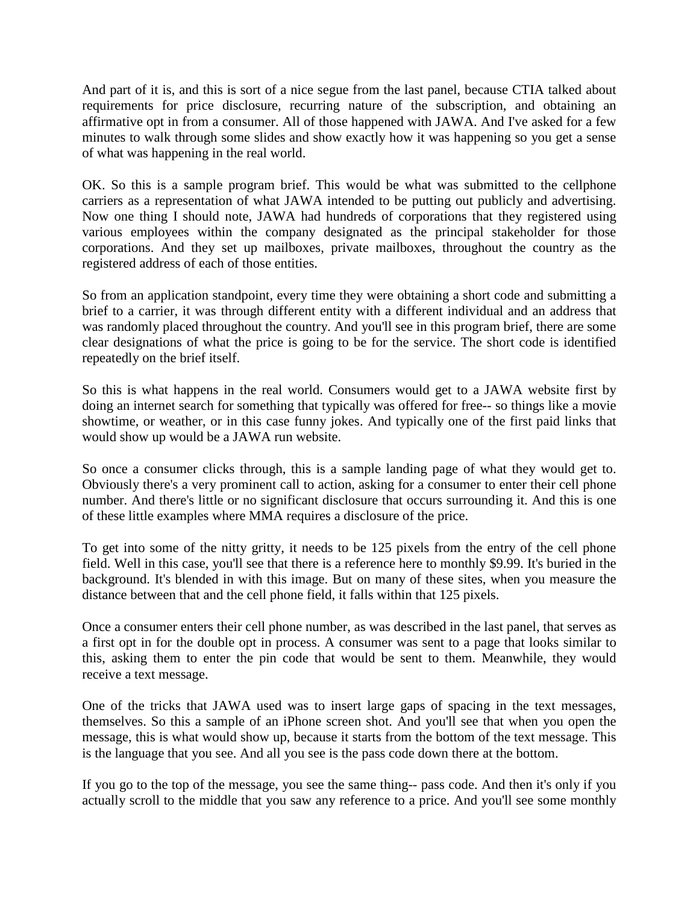And part of it is, and this is sort of a nice segue from the last panel, because CTIA talked about requirements for price disclosure, recurring nature of the subscription, and obtaining an affirmative opt in from a consumer. All of those happened with JAWA. And I've asked for a few minutes to walk through some slides and show exactly how it was happening so you get a sense of what was happening in the real world.

OK. So this is a sample program brief. This would be what was submitted to the cellphone carriers as a representation of what JAWA intended to be putting out publicly and advertising. Now one thing I should note, JAWA had hundreds of corporations that they registered using various employees within the company designated as the principal stakeholder for those corporations. And they set up mailboxes, private mailboxes, throughout the country as the registered address of each of those entities.

So from an application standpoint, every time they were obtaining a short code and submitting a brief to a carrier, it was through different entity with a different individual and an address that was randomly placed throughout the country. And you'll see in this program brief, there are some clear designations of what the price is going to be for the service. The short code is identified repeatedly on the brief itself.

So this is what happens in the real world. Consumers would get to a JAWA website first by doing an internet search for something that typically was offered for free-- so things like a movie showtime, or weather, or in this case funny jokes. And typically one of the first paid links that would show up would be a JAWA run website.

So once a consumer clicks through, this is a sample landing page of what they would get to. Obviously there's a very prominent call to action, asking for a consumer to enter their cell phone number. And there's little or no significant disclosure that occurs surrounding it. And this is one of these little examples where MMA requires a disclosure of the price.

To get into some of the nitty gritty, it needs to be 125 pixels from the entry of the cell phone field. Well in this case, you'll see that there is a reference here to monthly $9.99. It's buried in the background. It's blended in with this image. But on many of these sites, when you measure the distance between that and the cell phone field, it falls within that 125 pixels.

Once a consumer enters their cell phone number, as was described in the last panel, that serves as a first opt in for the double opt in process. A consumer was sent to a page that looks similar to this, asking them to enter the pin code that would be sent to them. Meanwhile, they would receive a text message.

One of the tricks that JAWA used was to insert large gaps of spacing in the text messages, themselves. So this a sample of an iPhone screen shot. And you'll see that when you open the message, this is what would show up, because it starts from the bottom of the text message. This is the language that you see. And all you see is the pass code down there at the bottom.

If you go to the top of the message, you see the same thing-- pass code. And then it's only if you actually scroll to the middle that you saw any reference to a price. And you'll see some monthly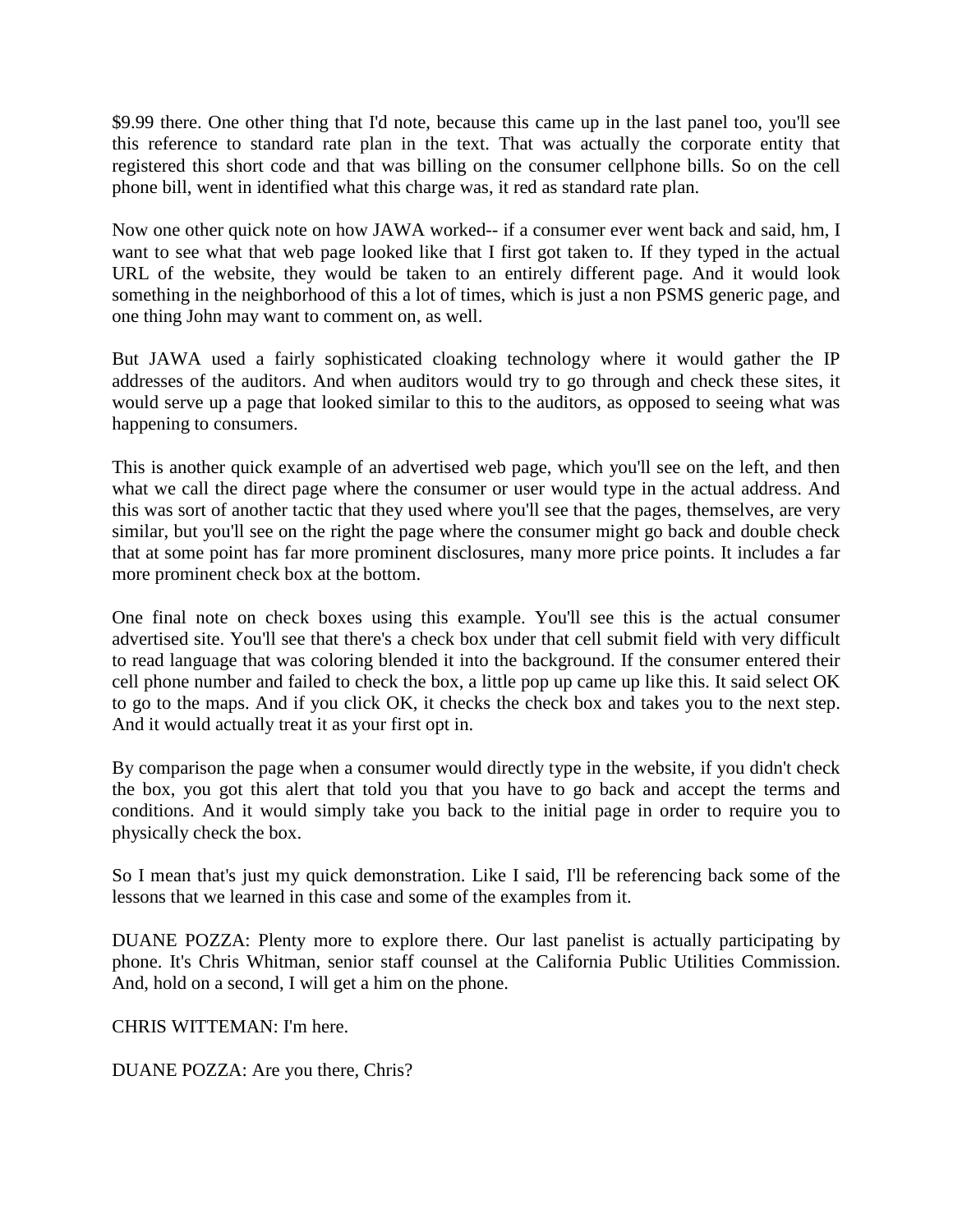$9.99 there. One other thing that I'd note, because this came up in the last panel too, you'll see this reference to standard rate plan in the text. That was actually the corporate entity that registered this short code and that was billing on the consumer cellphone bills. So on the cell phone bill, went in identified what this charge was, it red as standard rate plan.

Now one other quick note on how JAWA worked-- if a consumer ever went back and said, hm, I want to see what that web page looked like that I first got taken to. If they typed in the actual URL of the website, they would be taken to an entirely different page. And it would look something in the neighborhood of this a lot of times, which is just a non PSMS generic page, and one thing John may want to comment on, as well.

But JAWA used a fairly sophisticated cloaking technology where it would gather the IP addresses of the auditors. And when auditors would try to go through and check these sites, it would serve up a page that looked similar to this to the auditors, as opposed to seeing what was happening to consumers.

This is another quick example of an advertised web page, which you'll see on the left, and then what we call the direct page where the consumer or user would type in the actual address. And this was sort of another tactic that they used where you'll see that the pages, themselves, are very similar, but you'll see on the right the page where the consumer might go back and double check that at some point has far more prominent disclosures, many more price points. It includes a far more prominent check box at the bottom.

One final note on check boxes using this example. You'll see this is the actual consumer advertised site. You'll see that there's a check box under that cell submit field with very difficult to read language that was coloring blended it into the background. If the consumer entered their cell phone number and failed to check the box, a little pop up came up like this. It said select OK to go to the maps. And if you click OK, it checks the check box and takes you to the next step. And it would actually treat it as your first opt in.

By comparison the page when a consumer would directly type in the website, if you didn't check the box, you got this alert that told you that you have to go back and accept the terms and conditions. And it would simply take you back to the initial page in order to require you to physically check the box.

So I mean that's just my quick demonstration. Like I said, I'll be referencing back some of the lessons that we learned in this case and some of the examples from it.

DUANE POZZA: Plenty more to explore there. Our last panelist is actually participating by phone. It's Chris Whitman, senior staff counsel at the California Public Utilities Commission. And, hold on a second, I will get a him on the phone.

CHRIS WITTEMAN: I'm here.

DUANE POZZA: Are you there, Chris?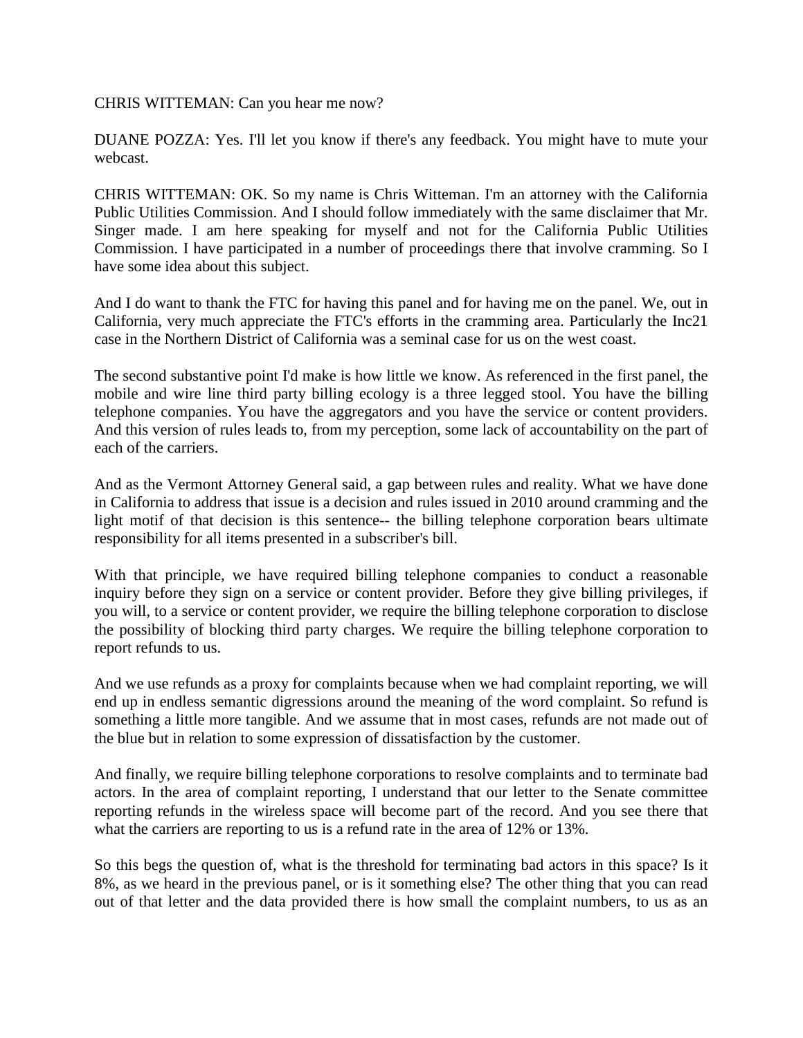CHRIS WITTEMAN: Can you hear me now?

DUANE POZZA: Yes. I'll let you know if there's any feedback. You might have to mute your webcast.

CHRIS WITTEMAN: OK. So my name is Chris Witteman. I'm an attorney with the California Public Utilities Commission. And I should follow immediately with the same disclaimer that Mr. Singer made. I am here speaking for myself and not for the California Public Utilities Commission. I have participated in a number of proceedings there that involve cramming. So I have some idea about this subject.

And I do want to thank the FTC for having this panel and for having me on the panel. We, out in California, very much appreciate the FTC's efforts in the cramming area. Particularly the Inc21 case in the Northern District of California was a seminal case for us on the west coast.

The second substantive point I'd make is how little we know. As referenced in the first panel, the mobile and wire line third party billing ecology is a three legged stool. You have the billing telephone companies. You have the aggregators and you have the service or content providers. And this version of rules leads to, from my perception, some lack of accountability on the part of each of the carriers.

And as the Vermont Attorney General said, a gap between rules and reality. What we have done in California to address that issue is a decision and rules issued in 2010 around cramming and the light motif of that decision is this sentence-- the billing telephone corporation bears ultimate responsibility for all items presented in a subscriber's bill.

With that principle, we have required billing telephone companies to conduct a reasonable inquiry before they sign on a service or content provider. Before they give billing privileges, if you will, to a service or content provider, we require the billing telephone corporation to disclose the possibility of blocking third party charges. We require the billing telephone corporation to report refunds to us.

And we use refunds as a proxy for complaints because when we had complaint reporting, we will end up in endless semantic digressions around the meaning of the word complaint. So refund is something a little more tangible. And we assume that in most cases, refunds are not made out of the blue but in relation to some expression of dissatisfaction by the customer.

And finally, we require billing telephone corporations to resolve complaints and to terminate bad actors. In the area of complaint reporting, I understand that our letter to the Senate committee reporting refunds in the wireless space will become part of the record. And you see there that what the carriers are reporting to us is a refund rate in the area of 12% or 13%.

So this begs the question of, what is the threshold for terminating bad actors in this space? Is it 8%, as we heard in the previous panel, or is it something else? The other thing that you can read out of that letter and the data provided there is how small the complaint numbers, to us as an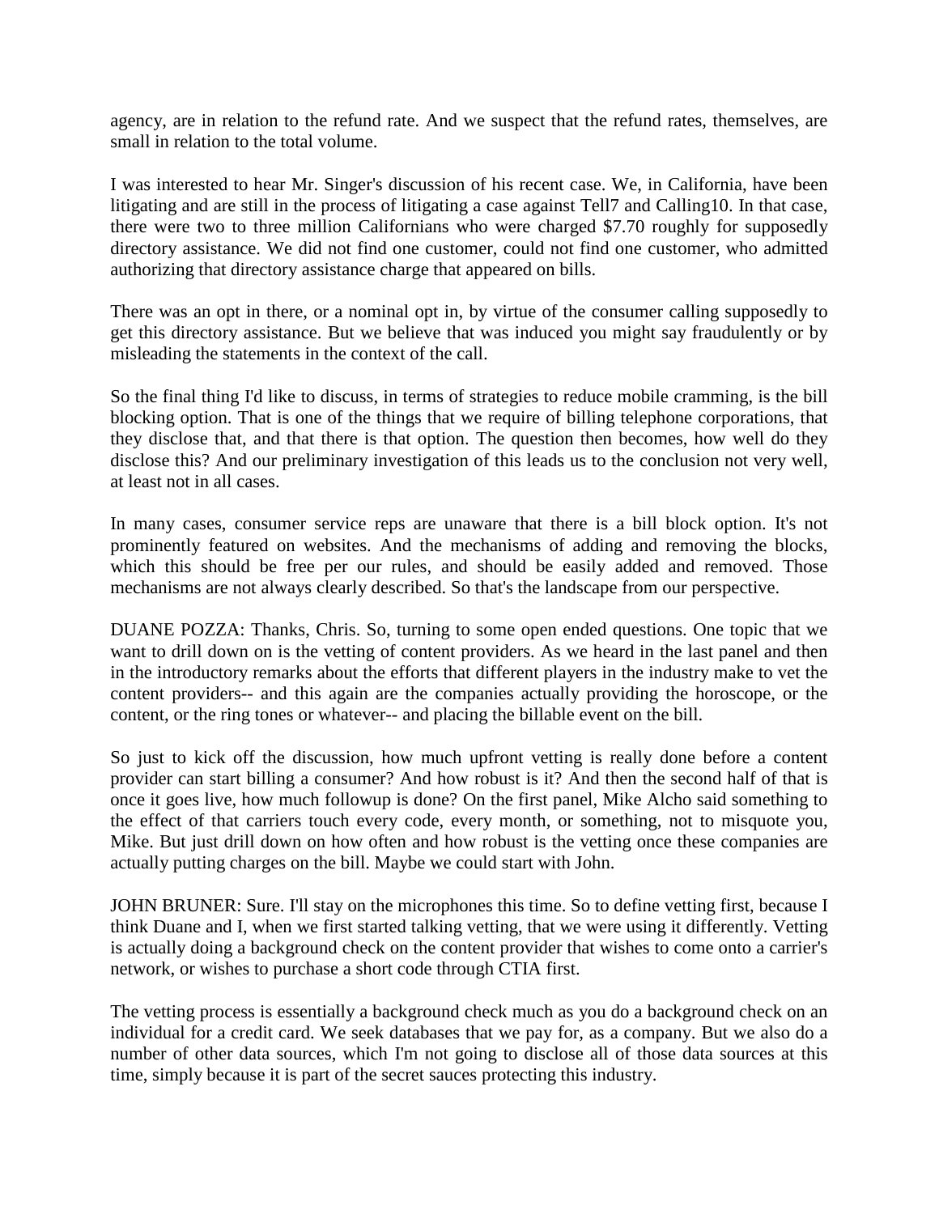agency, are in relation to the refund rate. And we suspect that the refund rates, themselves, are small in relation to the total volume.

I was interested to hear Mr. Singer's discussion of his recent case. We, in California, have been litigating and are still in the process of litigating a case against Tell7 and Calling10. In that case, there were two to three million Californians who were charged $7.70 roughly for supposedly directory assistance. We did not find one customer, could not find one customer, who admitted authorizing that directory assistance charge that appeared on bills.

There was an opt in there, or a nominal opt in, by virtue of the consumer calling supposedly to get this directory assistance. But we believe that was induced you might say fraudulently or by misleading the statements in the context of the call.

So the final thing I'd like to discuss, in terms of strategies to reduce mobile cramming, is the bill blocking option. That is one of the things that we require of billing telephone corporations, that they disclose that, and that there is that option. The question then becomes, how well do they disclose this? And our preliminary investigation of this leads us to the conclusion not very well, at least not in all cases.

In many cases, consumer service reps are unaware that there is a bill block option. It's not prominently featured on websites. And the mechanisms of adding and removing the blocks, which this should be free per our rules, and should be easily added and removed. Those mechanisms are not always clearly described. So that's the landscape from our perspective.

DUANE POZZA: Thanks, Chris. So, turning to some open ended questions. One topic that we want to drill down on is the vetting of content providers. As we heard in the last panel and then in the introductory remarks about the efforts that different players in the industry make to vet the content providers-- and this again are the companies actually providing the horoscope, or the content, or the ring tones or whatever-- and placing the billable event on the bill.

So just to kick off the discussion, how much upfront vetting is really done before a content provider can start billing a consumer? And how robust is it? And then the second half of that is once it goes live, how much followup is done? On the first panel, Mike Alcho said something to the effect of that carriers touch every code, every month, or something, not to misquote you, Mike. But just drill down on how often and how robust is the vetting once these companies are actually putting charges on the bill. Maybe we could start with John.

JOHN BRUNER: Sure. I'll stay on the microphones this time. So to define vetting first, because I think Duane and I, when we first started talking vetting, that we were using it differently. Vetting is actually doing a background check on the content provider that wishes to come onto a carrier's network, or wishes to purchase a short code through CTIA first.

The vetting process is essentially a background check much as you do a background check on an individual for a credit card. We seek databases that we pay for, as a company. But we also do a number of other data sources, which I'm not going to disclose all of those data sources at this time, simply because it is part of the secret sauces protecting this industry.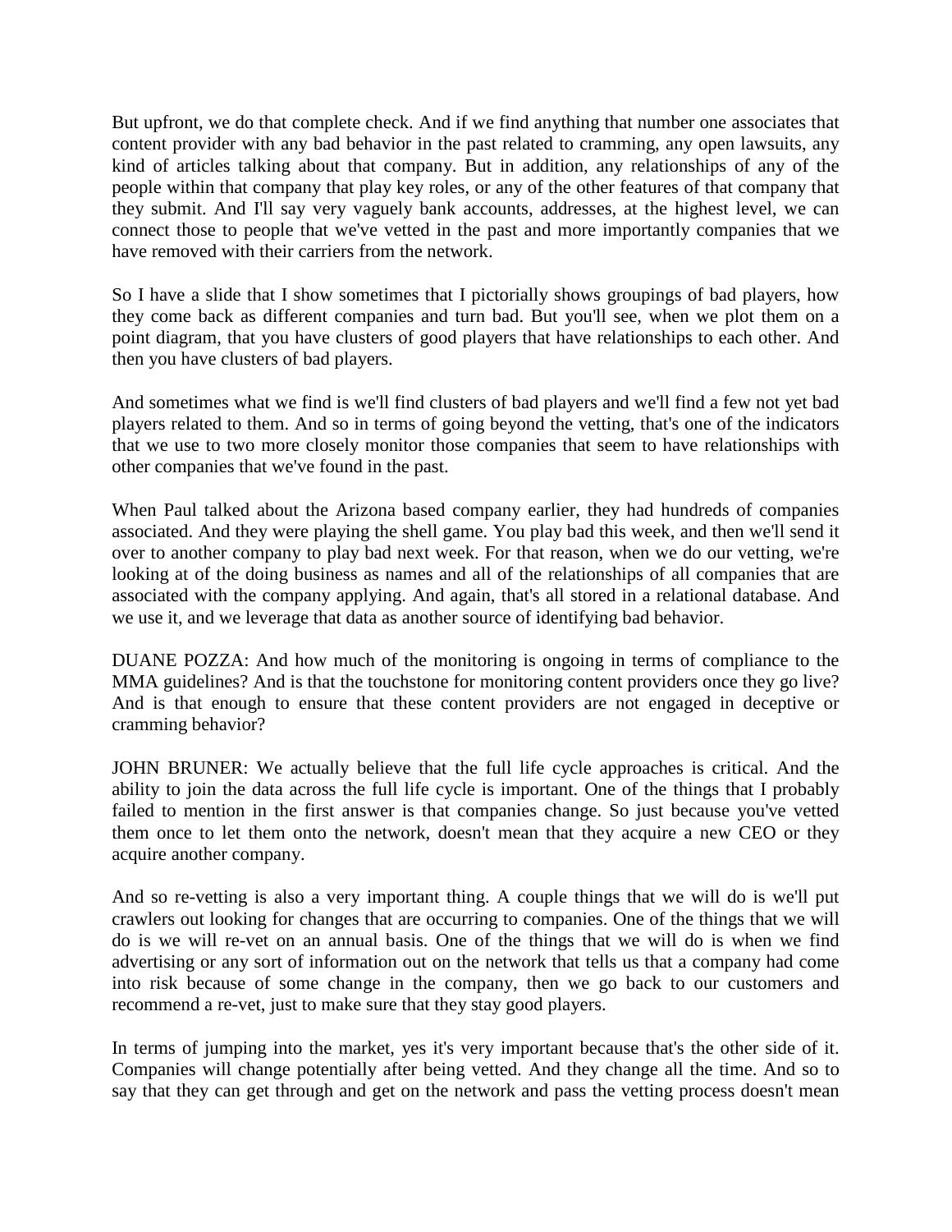But upfront, we do that complete check. And if we find anything that number one associates that content provider with any bad behavior in the past related to cramming, any open lawsuits, any kind of articles talking about that company. But in addition, any relationships of any of the people within that company that play key roles, or any of the other features of that company that they submit. And I'll say very vaguely bank accounts, addresses, at the highest level, we can connect those to people that we've vetted in the past and more importantly companies that we have removed with their carriers from the network.

So I have a slide that I show sometimes that I pictorially shows groupings of bad players, how they come back as different companies and turn bad. But you'll see, when we plot them on a point diagram, that you have clusters of good players that have relationships to each other. And then you have clusters of bad players.

And sometimes what we find is we'll find clusters of bad players and we'll find a few not yet bad players related to them. And so in terms of going beyond the vetting, that's one of the indicators that we use to two more closely monitor those companies that seem to have relationships with other companies that we've found in the past.

When Paul talked about the Arizona based company earlier, they had hundreds of companies associated. And they were playing the shell game. You play bad this week, and then we'll send it over to another company to play bad next week. For that reason, when we do our vetting, we're looking at of the doing business as names and all of the relationships of all companies that are associated with the company applying. And again, that's all stored in a relational database. And we use it, and we leverage that data as another source of identifying bad behavior.

DUANE POZZA: And how much of the monitoring is ongoing in terms of compliance to the MMA guidelines? And is that the touchstone for monitoring content providers once they go live? And is that enough to ensure that these content providers are not engaged in deceptive or cramming behavior?

JOHN BRUNER: We actually believe that the full life cycle approaches is critical. And the ability to join the data across the full life cycle is important. One of the things that I probably failed to mention in the first answer is that companies change. So just because you've vetted them once to let them onto the network, doesn't mean that they acquire a new CEO or they acquire another company.

And so re-vetting is also a very important thing. A couple things that we will do is we'll put crawlers out looking for changes that are occurring to companies. One of the things that we will do is we will re-vet on an annual basis. One of the things that we will do is when we find advertising or any sort of information out on the network that tells us that a company had come into risk because of some change in the company, then we go back to our customers and recommend a re-vet, just to make sure that they stay good players.

In terms of jumping into the market, yes it's very important because that's the other side of it. Companies will change potentially after being vetted. And they change all the time. And so to say that they can get through and get on the network and pass the vetting process doesn't mean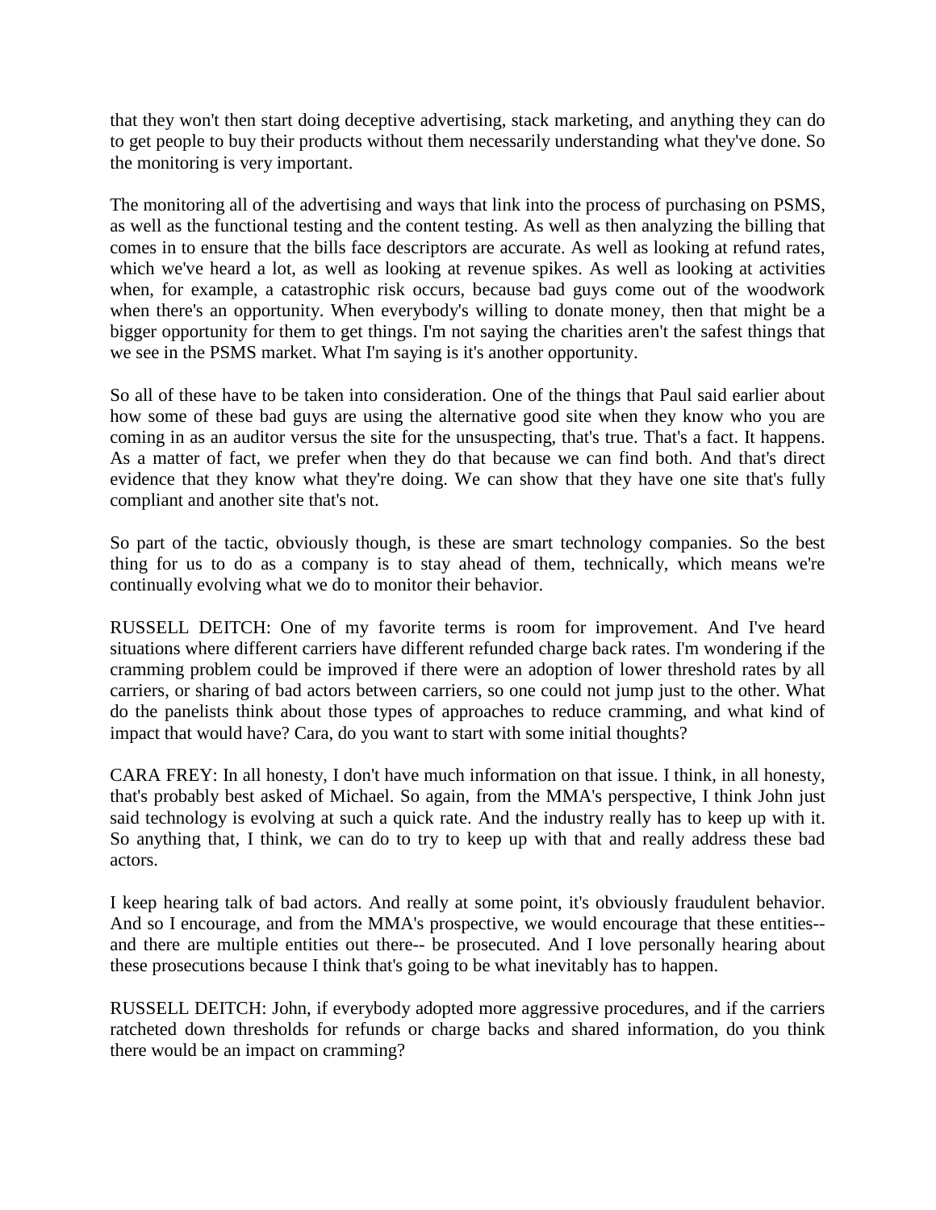that they won't then start doing deceptive advertising, stack marketing, and anything they can do to get people to buy their products without them necessarily understanding what they've done. So the monitoring is very important.

The monitoring all of the advertising and ways that link into the process of purchasing on PSMS, as well as the functional testing and the content testing. As well as then analyzing the billing that comes in to ensure that the bills face descriptors are accurate. As well as looking at refund rates, which we've heard a lot, as well as looking at revenue spikes. As well as looking at activities when, for example, a catastrophic risk occurs, because bad guys come out of the woodwork when there's an opportunity. When everybody's willing to donate money, then that might be a bigger opportunity for them to get things. I'm not saying the charities aren't the safest things that we see in the PSMS market. What I'm saying is it's another opportunity.

So all of these have to be taken into consideration. One of the things that Paul said earlier about how some of these bad guys are using the alternative good site when they know who you are coming in as an auditor versus the site for the unsuspecting, that's true. That's a fact. It happens. As a matter of fact, we prefer when they do that because we can find both. And that's direct evidence that they know what they're doing. We can show that they have one site that's fully compliant and another site that's not.

So part of the tactic, obviously though, is these are smart technology companies. So the best thing for us to do as a company is to stay ahead of them, technically, which means we're continually evolving what we do to monitor their behavior.

RUSSELL DEITCH: One of my favorite terms is room for improvement. And I've heard situations where different carriers have different refunded charge back rates. I'm wondering if the cramming problem could be improved if there were an adoption of lower threshold rates by all carriers, or sharing of bad actors between carriers, so one could not jump just to the other. What do the panelists think about those types of approaches to reduce cramming, and what kind of impact that would have? Cara, do you want to start with some initial thoughts?

CARA FREY: In all honesty, I don't have much information on that issue. I think, in all honesty, that's probably best asked of Michael. So again, from the MMA's perspective, I think John just said technology is evolving at such a quick rate. And the industry really has to keep up with it. So anything that, I think, we can do to try to keep up with that and really address these bad actors.

I keep hearing talk of bad actors. And really at some point, it's obviously fraudulent behavior. And so I encourage, and from the MMA's prospective, we would encourage that these entities-- and there are multiple entities out there-- be prosecuted. And I love personally hearing about these prosecutions because I think that's going to be what inevitably has to happen.

RUSSELL DEITCH: John, if everybody adopted more aggressive procedures, and if the carriers ratcheted down thresholds for refunds or charge backs and shared information, do you think there would be an impact on cramming?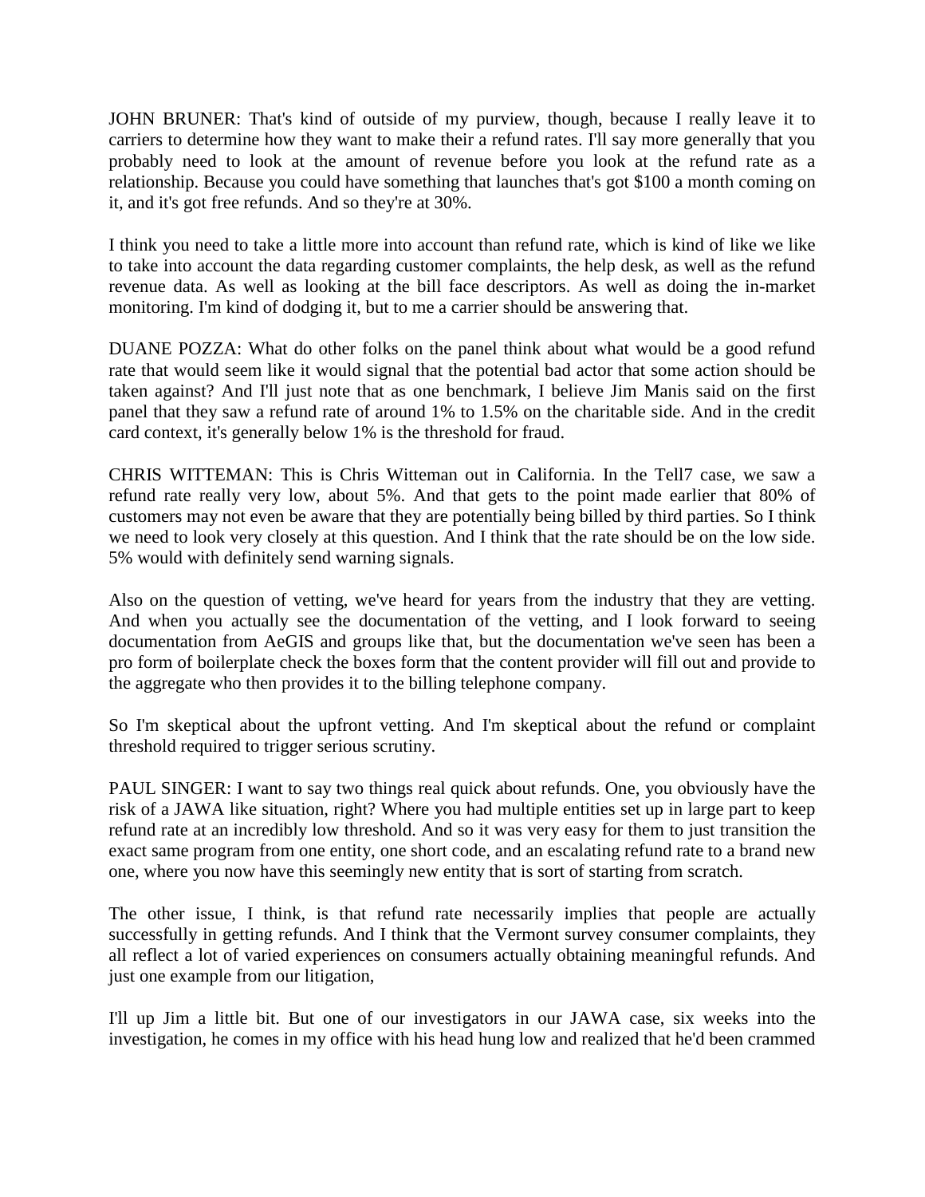JOHN BRUNER: That's kind of outside of my purview, though, because I really leave it to carriers to determine how they want to make their a refund rates. I'll say more generally that you probably need to look at the amount of revenue before you look at the refund rate as a relationship. Because you could have something that launches that's got $100 a month coming on it, and it's got free refunds. And so they're at 30%.

I think you need to take a little more into account than refund rate, which is kind of like we like to take into account the data regarding customer complaints, the help desk, as well as the refund revenue data. As well as looking at the bill face descriptors. As well as doing the in-market monitoring. I'm kind of dodging it, but to me a carrier should be answering that.

DUANE POZZA: What do other folks on the panel think about what would be a good refund rate that would seem like it would signal that the potential bad actor that some action should be taken against? And I'll just note that as one benchmark, I believe Jim Manis said on the first panel that they saw a refund rate of around 1% to 1.5% on the charitable side. And in the credit card context, it's generally below 1% is the threshold for fraud.

CHRIS WITTEMAN: This is Chris Witteman out in California. In the Tell7 case, we saw a refund rate really very low, about 5%. And that gets to the point made earlier that 80% of customers may not even be aware that they are potentially being billed by third parties. So I think we need to look very closely at this question. And I think that the rate should be on the low side. 5% would with definitely send warning signals.

Also on the question of vetting, we've heard for years from the industry that they are vetting. And when you actually see the documentation of the vetting, and I look forward to seeing documentation from AeGIS and groups like that, but the documentation we've seen has been a pro form of boilerplate check the boxes form that the content provider will fill out and provide to the aggregate who then provides it to the billing telephone company.

So I'm skeptical about the upfront vetting. And I'm skeptical about the refund or complaint threshold required to trigger serious scrutiny.

PAUL SINGER: I want to say two things real quick about refunds. One, you obviously have the risk of a JAWA like situation, right? Where you had multiple entities set up in large part to keep refund rate at an incredibly low threshold. And so it was very easy for them to just transition the exact same program from one entity, one short code, and an escalating refund rate to a brand new one, where you now have this seemingly new entity that is sort of starting from scratch.

The other issue, I think, is that refund rate necessarily implies that people are actually successfully in getting refunds. And I think that the Vermont survey consumer complaints, they all reflect a lot of varied experiences on consumers actually obtaining meaningful refunds. And just one example from our litigation,

I'll up Jim a little bit. But one of our investigators in our JAWA case, six weeks into the investigation, he comes in my office with his head hung low and realized that he'd been crammed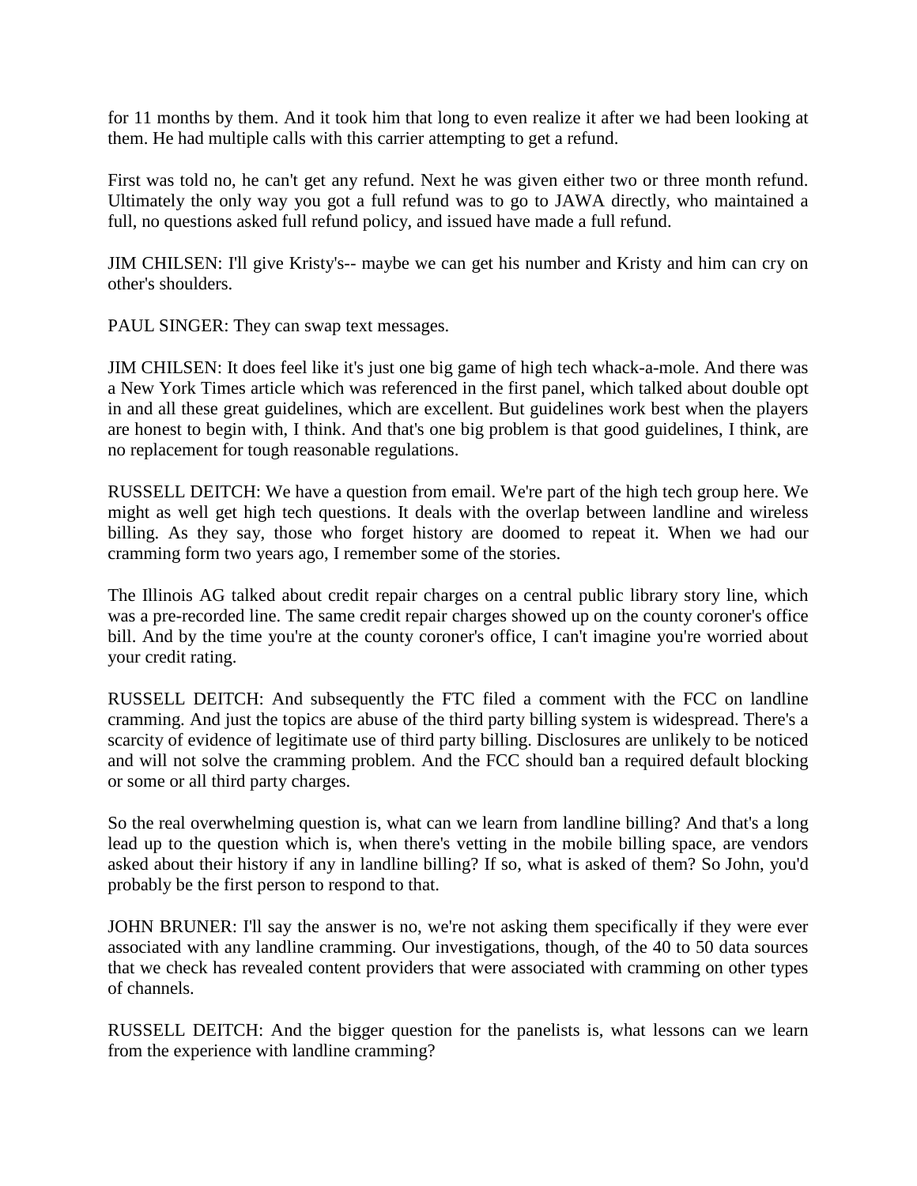for 11 months by them. And it took him that long to even realize it after we had been looking at them. He had multiple calls with this carrier attempting to get a refund.

First was told no, he can't get any refund. Next he was given either two or three month refund. Ultimately the only way you got a full refund was to go to JAWA directly, who maintained a full, no questions asked full refund policy, and issued have made a full refund.

JIM CHILSEN: I'll give Kristy's-- maybe we can get his number and Kristy and him can cry on other's shoulders.

PAUL SINGER: They can swap text messages.

JIM CHILSEN: It does feel like it's just one big game of high tech whack-a-mole. And there was a New York Times article which was referenced in the first panel, which talked about double opt in and all these great guidelines, which are excellent. But guidelines work best when the players are honest to begin with, I think. And that's one big problem is that good guidelines, I think, are no replacement for tough reasonable regulations.

RUSSELL DEITCH: We have a question from email. We're part of the high tech group here. We might as well get high tech questions. It deals with the overlap between landline and wireless billing. As they say, those who forget history are doomed to repeat it. When we had our cramming form two years ago, I remember some of the stories.

The Illinois AG talked about credit repair charges on a central public library story line, which was a pre-recorded line. The same credit repair charges showed up on the county coroner's office bill. And by the time you're at the county coroner's office, I can't imagine you're worried about your credit rating.

RUSSELL DEITCH: And subsequently the FTC filed a comment with the FCC on landline cramming. And just the topics are abuse of the third party billing system is widespread. There's a scarcity of evidence of legitimate use of third party billing. Disclosures are unlikely to be noticed and will not solve the cramming problem. And the FCC should ban a required default blocking or some or all third party charges.

So the real overwhelming question is, what can we learn from landline billing? And that's a long lead up to the question which is, when there's vetting in the mobile billing space, are vendors asked about their history if any in landline billing? If so, what is asked of them? So John, you'd probably be the first person to respond to that.

JOHN BRUNER: I'll say the answer is no, we're not asking them specifically if they were ever associated with any landline cramming. Our investigations, though, of the 40 to 50 data sources that we check has revealed content providers that were associated with cramming on other types of channels.

RUSSELL DEITCH: And the bigger question for the panelists is, what lessons can we learn from the experience with landline cramming?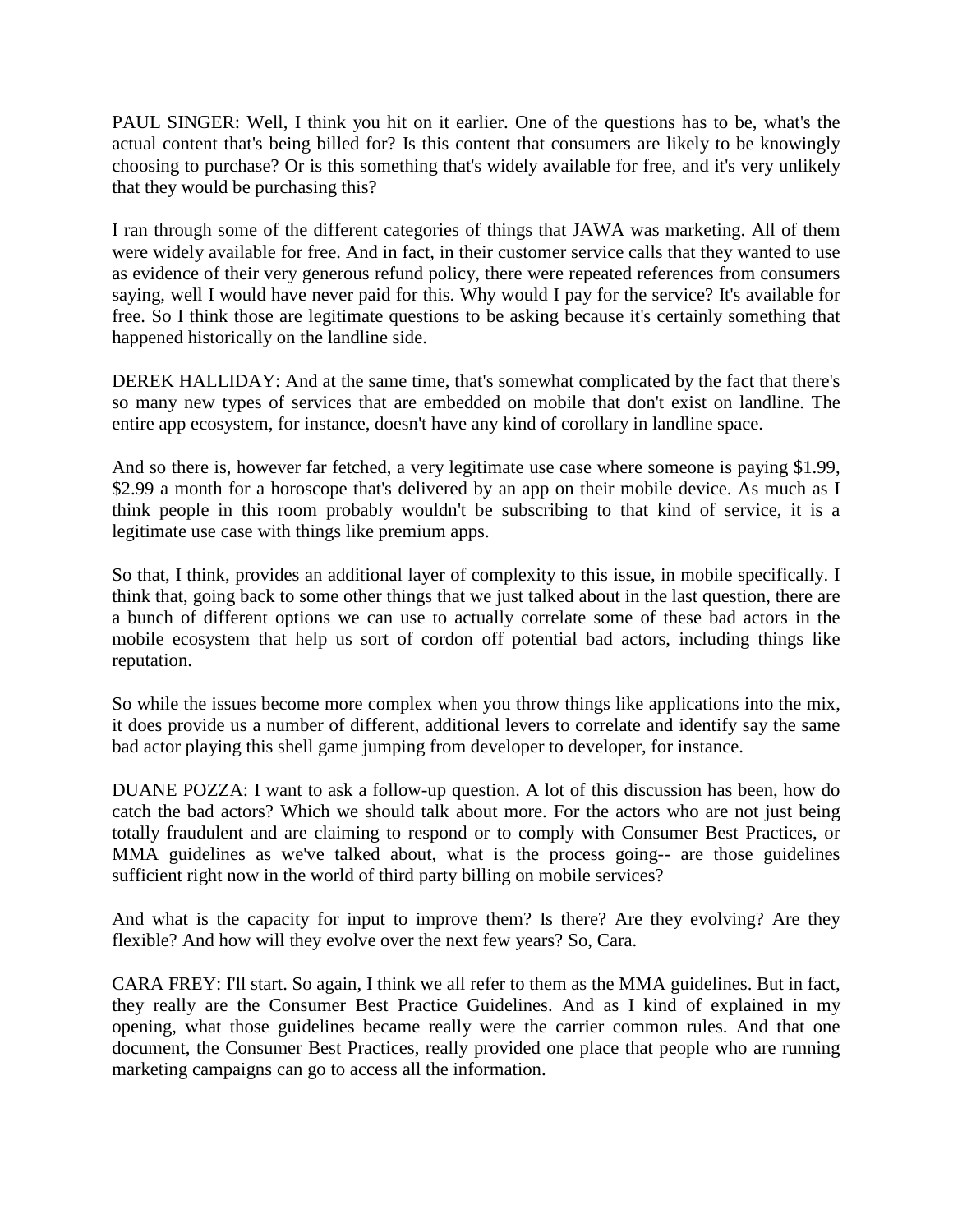PAUL SINGER: Well, I think you hit on it earlier. One of the questions has to be, what's the actual content that's being billed for? Is this content that consumers are likely to be knowingly choosing to purchase? Or is this something that's widely available for free, and it's very unlikely that they would be purchasing this?

I ran through some of the different categories of things that JAWA was marketing. All of them were widely available for free. And in fact, in their customer service calls that they wanted to use as evidence of their very generous refund policy, there were repeated references from consumers saying, well I would have never paid for this. Why would I pay for the service? It's available for free. So I think those are legitimate questions to be asking because it's certainly something that happened historically on the landline side.

DEREK HALLIDAY: And at the same time, that's somewhat complicated by the fact that there's so many new types of services that are embedded on mobile that don't exist on landline. The entire app ecosystem, for instance, doesn't have any kind of corollary in landline space.

And so there is, however far fetched, a very legitimate use case where someone is paying $1.99, $2.99 a month for a horoscope that's delivered by an app on their mobile device. As much as I think people in this room probably wouldn't be subscribing to that kind of service, it is a legitimate use case with things like premium apps.

So that, I think, provides an additional layer of complexity to this issue, in mobile specifically. I think that, going back to some other things that we just talked about in the last question, there are a bunch of different options we can use to actually correlate some of these bad actors in the mobile ecosystem that help us sort of cordon off potential bad actors, including things like reputation.

So while the issues become more complex when you throw things like applications into the mix, it does provide us a number of different, additional levers to correlate and identify say the same bad actor playing this shell game jumping from developer to developer, for instance.

DUANE POZZA: I want to ask a follow-up question. A lot of this discussion has been, how do catch the bad actors? Which we should talk about more. For the actors who are not just being totally fraudulent and are claiming to respond or to comply with Consumer Best Practices, or MMA guidelines as we've talked about, what is the process going-- are those guidelines sufficient right now in the world of third party billing on mobile services?

And what is the capacity for input to improve them? Is there? Are they evolving? Are they flexible? And how will they evolve over the next few years? So, Cara.

CARA FREY: I'll start. So again, I think we all refer to them as the MMA guidelines. But in fact, they really are the Consumer Best Practice Guidelines. And as I kind of explained in my opening, what those guidelines became really were the carrier common rules. And that one document, the Consumer Best Practices, really provided one place that people who are running marketing campaigns can go to access all the information.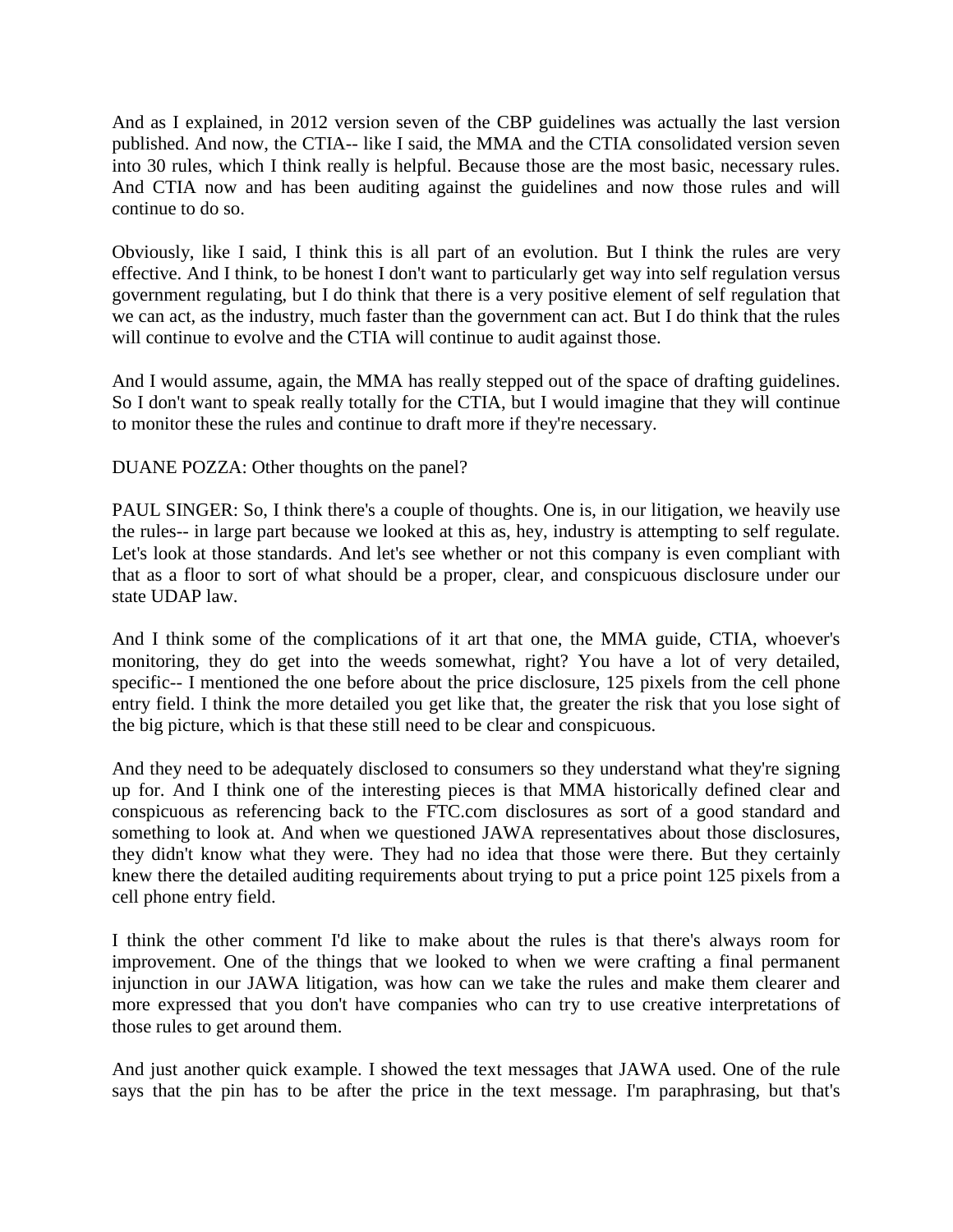And as I explained, in 2012 version seven of the CBP guidelines was actually the last version published. And now, the CTIA-- like I said, the MMA and the CTIA consolidated version seven into 30 rules, which I think really is helpful. Because those are the most basic, necessary rules. And CTIA now and has been auditing against the guidelines and now those rules and will continue to do so.

Obviously, like I said, I think this is all part of an evolution. But I think the rules are very effective. And I think, to be honest I don't want to particularly get way into self regulation versus government regulating, but I do think that there is a very positive element of self regulation that we can act, as the industry, much faster than the government can act. But I do think that the rules will continue to evolve and the CTIA will continue to audit against those.

And I would assume, again, the MMA has really stepped out of the space of drafting guidelines. So I don't want to speak really totally for the CTIA, but I would imagine that they will continue to monitor these the rules and continue to draft more if they're necessary.

DUANE POZZA: Other thoughts on the panel?

PAUL SINGER: So, I think there's a couple of thoughts. One is, in our litigation, we heavily use the rules-- in large part because we looked at this as, hey, industry is attempting to self regulate. Let's look at those standards. And let's see whether or not this company is even compliant with that as a floor to sort of what should be a proper, clear, and conspicuous disclosure under our state UDAP law.

And I think some of the complications of it art that one, the MMA guide, CTIA, whoever's monitoring, they do get into the weeds somewhat, right? You have a lot of very detailed, specific-- I mentioned the one before about the price disclosure, 125 pixels from the cell phone entry field. I think the more detailed you get like that, the greater the risk that you lose sight of the big picture, which is that these still need to be clear and conspicuous.

And they need to be adequately disclosed to consumers so they understand what they're signing up for. And I think one of the interesting pieces is that MMA historically defined clear and conspicuous as referencing back to the FTC.com disclosures as sort of a good standard and something to look at. And when we questioned JAWA representatives about those disclosures, they didn't know what they were. They had no idea that those were there. But they certainly knew there the detailed auditing requirements about trying to put a price point 125 pixels from a cell phone entry field.

I think the other comment I'd like to make about the rules is that there's always room for improvement. One of the things that we looked to when we were crafting a final permanent injunction in our JAWA litigation, was how can we take the rules and make them clearer and more expressed that you don't have companies who can try to use creative interpretations of those rules to get around them.

And just another quick example. I showed the text messages that JAWA used. One of the rule says that the pin has to be after the price in the text message. I'm paraphrasing, but that's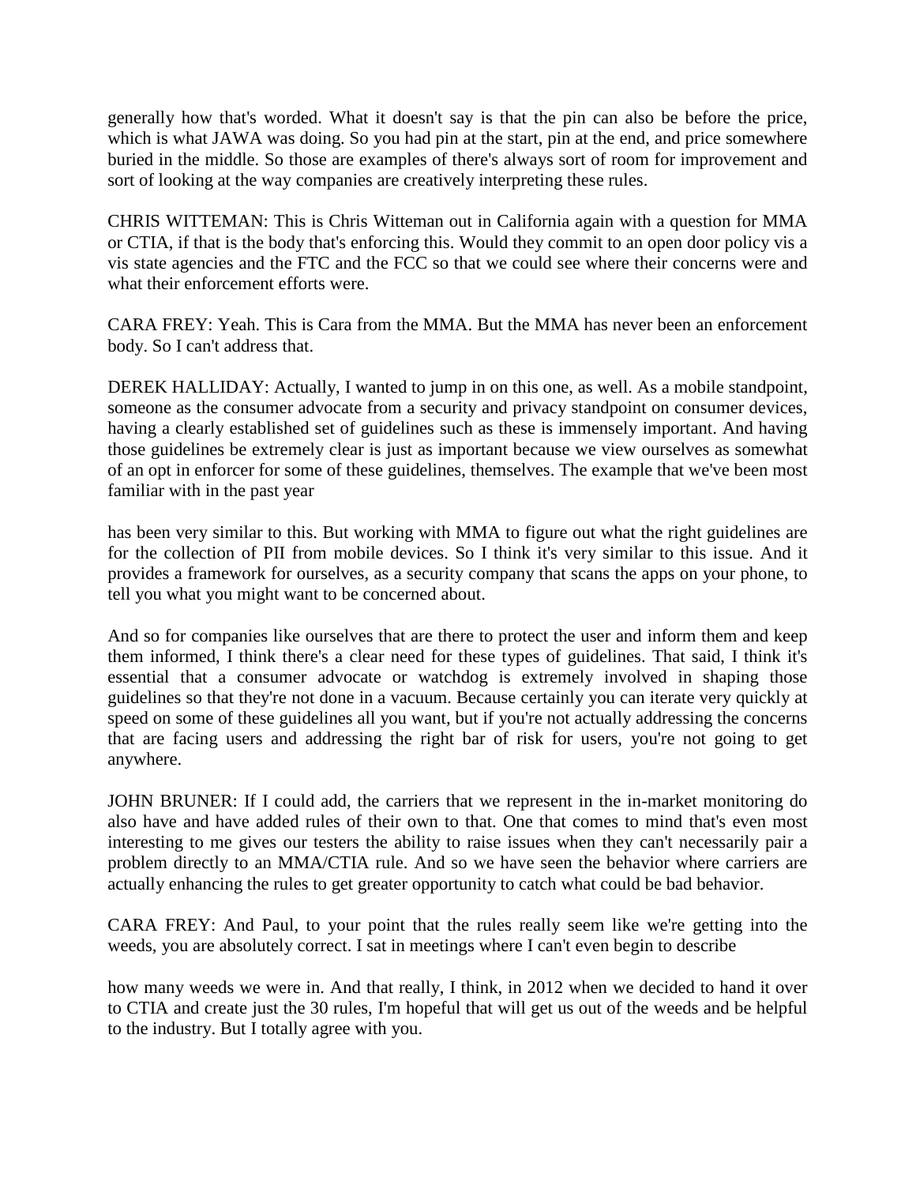generally how that's worded. What it doesn't say is that the pin can also be before the price, which is what JAWA was doing. So you had pin at the start, pin at the end, and price somewhere buried in the middle. So those are examples of there's always sort of room for improvement and sort of looking at the way companies are creatively interpreting these rules.

CHRIS WITTEMAN: This is Chris Witteman out in California again with a question for MMA or CTIA, if that is the body that's enforcing this. Would they commit to an open door policy vis a vis state agencies and the FTC and the FCC so that we could see where their concerns were and what their enforcement efforts were.

CARA FREY: Yeah. This is Cara from the MMA. But the MMA has never been an enforcement body. So I can't address that.

DEREK HALLIDAY: Actually, I wanted to jump in on this one, as well. As a mobile standpoint, someone as the consumer advocate from a security and privacy standpoint on consumer devices, having a clearly established set of guidelines such as these is immensely important. And having those guidelines be extremely clear is just as important because we view ourselves as somewhat of an opt in enforcer for some of these guidelines, themselves. The example that we've been most familiar with in the past year has been very similar to this. But working with MMA to figure out what the right guidelines are for the collection of PII from mobile devices. So I think it's very similar to this issue. And it provides a framework for ourselves, as a security company that scans the apps on your phone, to tell you what you might want to be concerned about.

And so for companies like ourselves that are there to protect the user and inform them and keep them informed, I think there's a clear need for these types of guidelines. That said, I think it's essential that a consumer advocate or watchdog is extremely involved in shaping those guidelines so that they're not done in a vacuum. Because certainly you can iterate very quickly at speed on some of these guidelines all you want, but if you're not actually addressing the concerns that are facing users and addressing the right bar of risk for users, you're not going to get anywhere.

JOHN BRUNER: If I could add, the carriers that we represent in the in-market monitoring do also have and have added rules of their own to that. One that comes to mind that's even most interesting to me gives our testers the ability to raise issues when they can't necessarily pair a problem directly to an MMA/CTIA rule. And so we have seen the behavior where carriers are actually enhancing the rules to get greater opportunity to catch what could be bad behavior.

CARA FREY: And Paul, to your point that the rules really seem like we're getting into the weeds, you are absolutely correct. I sat in meetings where I can't even begin to describe how many weeds we were in. And that really, I think, in 2012 when we decided to hand it over to CTIA and create just the 30 rules, I'm hopeful that will get us out of the weeds and be helpful to the industry. But I totally agree with you.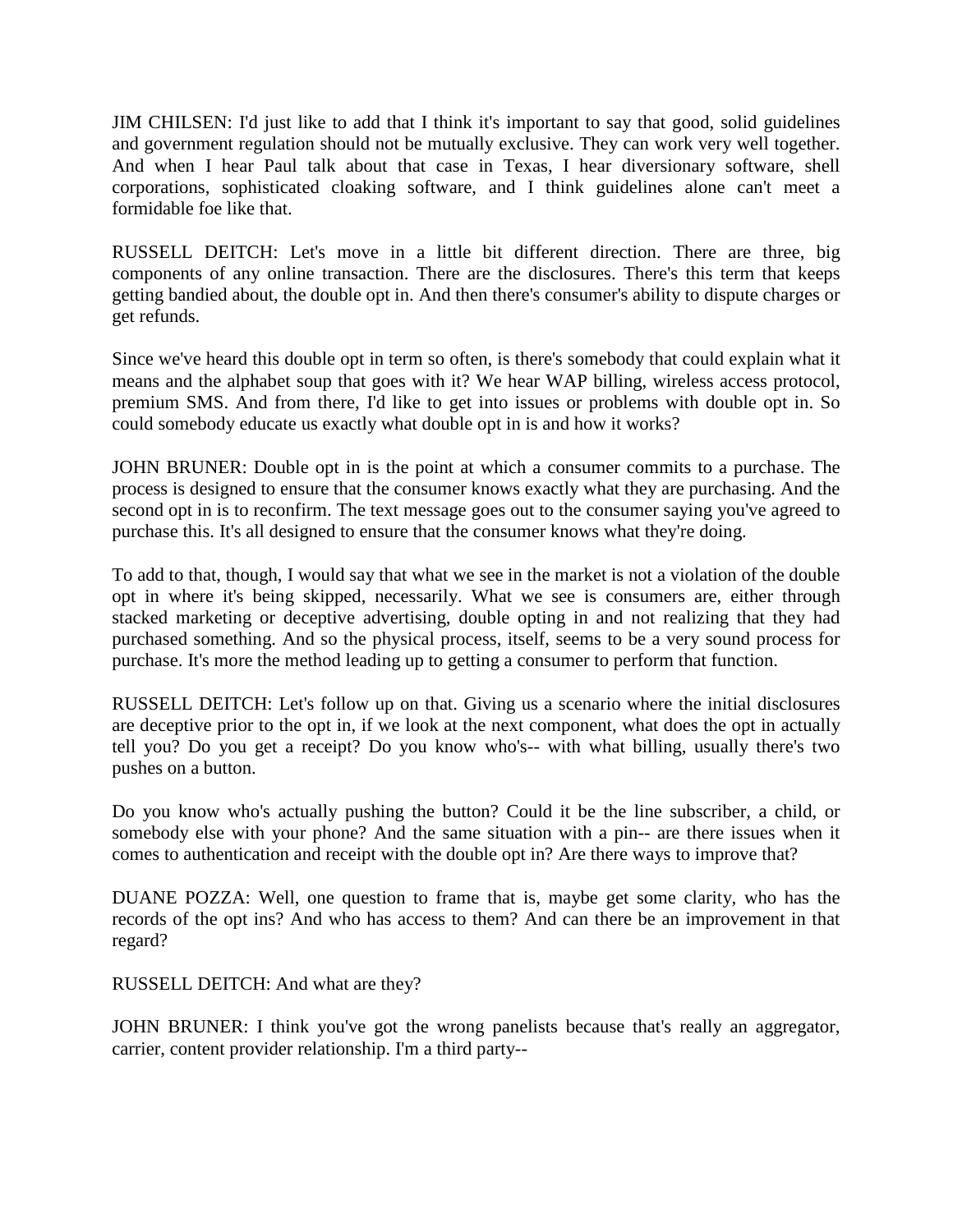JIM CHILSEN: I'd just like to add that I think it's important to say that good, solid guidelines and government regulation should not be mutually exclusive. They can work very well together. And when I hear Paul talk about that case in Texas, I hear diversionary software, shell corporations, sophisticated cloaking software, and I think guidelines alone can't meet a formidable foe like that.

RUSSELL DEITCH: Let's move in a little bit different direction. There are three, big components of any online transaction. There are the disclosures. There's this term that keeps getting bandied about, the double opt in. And then there's consumer's ability to dispute charges or get refunds.

Since we've heard this double opt in term so often, is there's somebody that could explain what it means and the alphabet soup that goes with it? We hear WAP billing, wireless access protocol, premium SMS. And from there, I'd like to get into issues or problems with double opt in. So could somebody educate us exactly what double opt in is and how it works?

JOHN BRUNER: Double opt in is the point at which a consumer commits to a purchase. The process is designed to ensure that the consumer knows exactly what they are purchasing. And the second opt in is to reconfirm. The text message goes out to the consumer saying you've agreed to purchase this. It's all designed to ensure that the consumer knows what they're doing.

To add to that, though, I would say that what we see in the market is not a violation of the double opt in where it's being skipped, necessarily. What we see is consumers are, either through stacked marketing or deceptive advertising, double opting in and not realizing that they had purchased something. And so the physical process, itself, seems to be a very sound process for purchase. It's more the method leading up to getting a consumer to perform that function.

RUSSELL DEITCH: Let's follow up on that. Giving us a scenario where the initial disclosures are deceptive prior to the opt in, if we look at the next component, what does the opt in actually tell you? Do you get a receipt? Do you know who's-- with what billing, usually there's two pushes on a button.

Do you know who's actually pushing the button? Could it be the line subscriber, a child, or somebody else with your phone? And the same situation with a pin-- are there issues when it comes to authentication and receipt with the double opt in? Are there ways to improve that?

DUANE POZZA: Well, one question to frame that is, maybe get some clarity, who has the records of the opt ins? And who has access to them? And can there be an improvement in that regard?

RUSSELL DEITCH: And what are they?

JOHN BRUNER: I think you've got the wrong panelists because that's really an aggregator, carrier, content provider relationship. I'm a third party--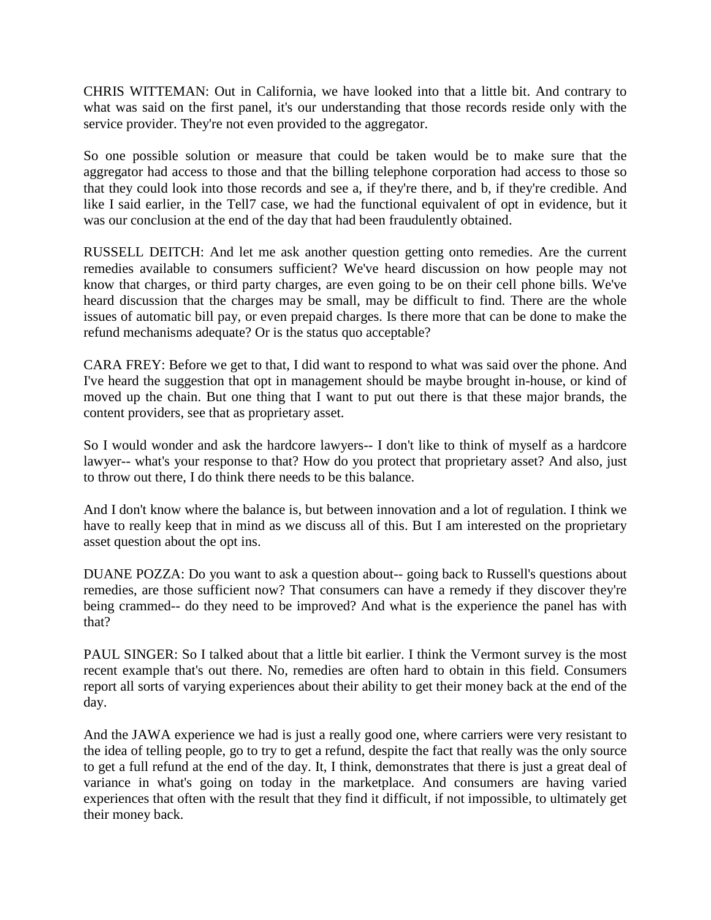CHRIS WITTEMAN: Out in California, we have looked into that a little bit. And contrary to what was said on the first panel, it's our understanding that those records reside only with the service provider. They're not even provided to the aggregator.

So one possible solution or measure that could be taken would be to make sure that the aggregator had access to those and that the billing telephone corporation had access to those so that they could look into those records and see a, if they're there, and b, if they're credible. And like I said earlier, in the Tell7 case, we had the functional equivalent of opt in evidence, but it was our conclusion at the end of the day that had been fraudulently obtained.

RUSSELL DEITCH: And let me ask another question getting onto remedies. Are the current remedies available to consumers sufficient? We've heard discussion on how people may not know that charges, or third party charges, are even going to be on their cell phone bills. We've heard discussion that the charges may be small, may be difficult to find. There are the whole issues of automatic bill pay, or even prepaid charges. Is there more that can be done to make the refund mechanisms adequate? Or is the status quo acceptable?

CARA FREY: Before we get to that, I did want to respond to what was said over the phone. And I've heard the suggestion that opt in management should be maybe brought in-house, or kind of moved up the chain. But one thing that I want to put out there is that these major brands, the content providers, see that as proprietary asset.

So I would wonder and ask the hardcore lawyers-- I don't like to think of myself as a hardcore lawyer-- what's your response to that? How do you protect that proprietary asset? And also, just to throw out there, I do think there needs to be this balance.

And I don't know where the balance is, but between innovation and a lot of regulation. I think we have to really keep that in mind as we discuss all of this. But I am interested on the proprietary asset question about the opt ins.

DUANE POZZA: Do you want to ask a question about-- going back to Russell's questions about remedies, are those sufficient now? That consumers can have a remedy if they discover they're being crammed-- do they need to be improved? And what is the experience the panel has with that?

PAUL SINGER: So I talked about that a little bit earlier. I think the Vermont survey is the most recent example that's out there. No, remedies are often hard to obtain in this field. Consumers report all sorts of varying experiences about their ability to get their money back at the end of the day.

And the JAWA experience we had is just a really good one, where carriers were very resistant to the idea of telling people, go to try to get a refund, despite the fact that really was the only source to get a full refund at the end of the day. It, I think, demonstrates that there is just a great deal of variance in what's going on today in the marketplace. And consumers are having varied experiences that often with the result that they find it difficult, if not impossible, to ultimately get their money back.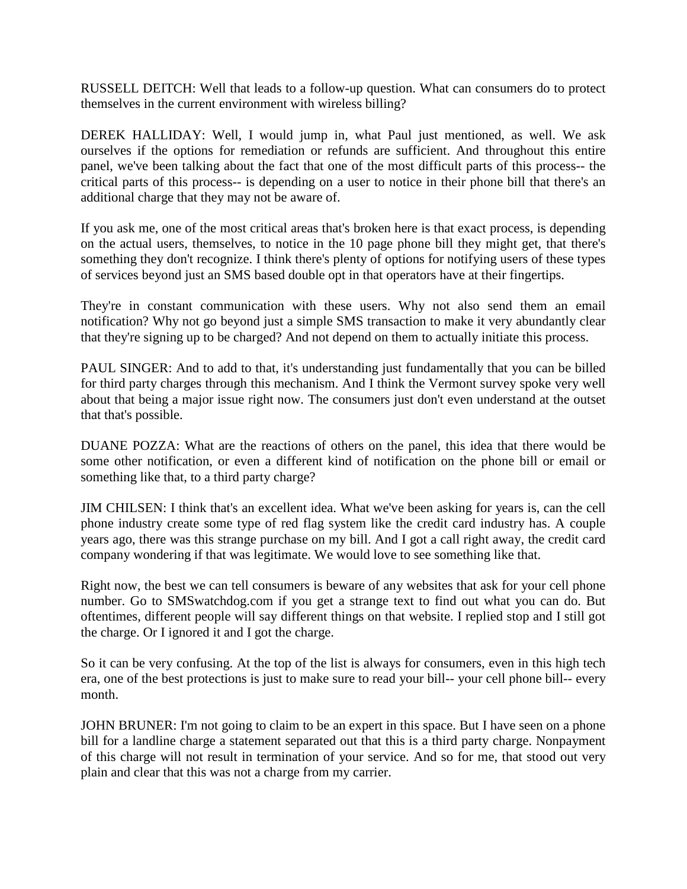RUSSELL DEITCH: Well that leads to a follow-up question. What can consumers do to protect themselves in the current environment with wireless billing?

DEREK HALLIDAY: Well, I would jump in, what Paul just mentioned, as well. We ask ourselves if the options for remediation or refunds are sufficient. And throughout this entire panel, we've been talking about the fact that one of the most difficult parts of this process-- the critical parts of this process-- is depending on a user to notice in their phone bill that there's an additional charge that they may not be aware of.

If you ask me, one of the most critical areas that's broken here is that exact process, is depending on the actual users, themselves, to notice in the 10 page phone bill they might get, that there's something they don't recognize. I think there's plenty of options for notifying users of these types of services beyond just an SMS based double opt in that operators have at their fingertips.

They're in constant communication with these users. Why not also send them an email notification? Why not go beyond just a simple SMS transaction to make it very abundantly clear that they're signing up to be charged? And not depend on them to actually initiate this process.

PAUL SINGER: And to add to that, it's understanding just fundamentally that you can be billed for third party charges through this mechanism. And I think the Vermont survey spoke very well about that being a major issue right now. The consumers just don't even understand at the outset that that's possible.

DUANE POZZA: What are the reactions of others on the panel, this idea that there would be some other notification, or even a different kind of notification on the phone bill or email or something like that, to a third party charge?

JIM CHILSEN: I think that's an excellent idea. What we've been asking for years is, can the cell phone industry create some type of red flag system like the credit card industry has. A couple years ago, there was this strange purchase on my bill. And I got a call right away, the credit card company wondering if that was legitimate. We would love to see something like that.

Right now, the best we can tell consumers is beware of any websites that ask for your cell phone number. Go to SMSwatchdog.com if you get a strange text to find out what you can do. But oftentimes, different people will say different things on that website. I replied stop and I still got the charge. Or I ignored it and I got the charge.

So it can be very confusing. At the top of the list is always for consumers, even in this high tech era, one of the best protections is just to make sure to read your bill-- your cell phone bill-- every month.

JOHN BRUNER: I'm not going to claim to be an expert in this space. But I have seen on a phone bill for a landline charge a statement separated out that this is a third party charge. Nonpayment of this charge will not result in termination of your service. And so for me, that stood out very plain and clear that this was not a charge from my carrier.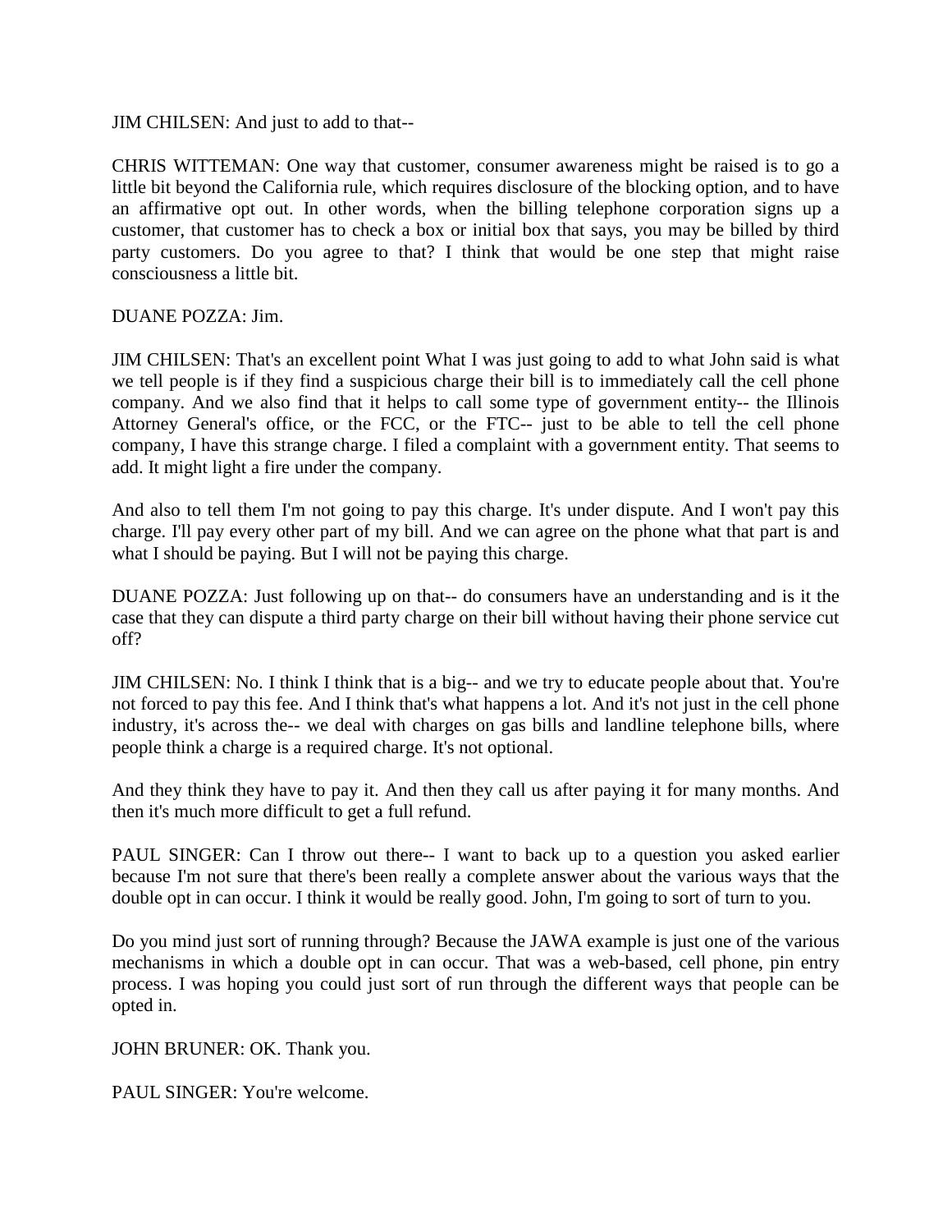JIM CHILSEN: And just to add to that--

CHRIS WITTEMAN: One way that customer, consumer awareness might be raised is to go a little bit beyond the California rule, which requires disclosure of the blocking option, and to have an affirmative opt out. In other words, when the billing telephone corporation signs up a customer, that customer has to check a box or initial box that says, you may be billed by third party customers. Do you agree to that? I think that would be one step that might raise consciousness a little bit.

DUANE POZZA: Jim.

JIM CHILSEN: That's an excellent point What I was just going to add to what John said is what we tell people is if they find a suspicious charge their bill is to immediately call the cell phone company. And we also find that it helps to call some type of government entity-- the Illinois Attorney General's office, or the FCC, or the FTC-- just to be able to tell the cell phone company, I have this strange charge. I filed a complaint with a government entity. That seems to add. It might light a fire under the company.

And also to tell them I'm not going to pay this charge. It's under dispute. And I won't pay this charge. I'll pay every other part of my bill. And we can agree on the phone what that part is and what I should be paying. But I will not be paying this charge.

DUANE POZZA: Just following up on that-- do consumers have an understanding and is it the case that they can dispute a third party charge on their bill without having their phone service cut off?

JIM CHILSEN: No. I think I think that is a big-- and we try to educate people about that. You're not forced to pay this fee. And I think that's what happens a lot. And it's not just in the cell phone industry, it's across the-- we deal with charges on gas bills and landline telephone bills, where people think a charge is a required charge. It's not optional.

And they think they have to pay it. And then they call us after paying it for many months. And then it's much more difficult to get a full refund.

PAUL SINGER: Can I throw out there-- I want to back up to a question you asked earlier because I'm not sure that there's been really a complete answer about the various ways that the double opt in can occur. I think it would be really good. John, I'm going to sort of turn to you.

Do you mind just sort of running through? Because the JAWA example is just one of the various mechanisms in which a double opt in can occur. That was a web-based, cell phone, pin entry process. I was hoping you could just sort of run through the different ways that people can be opted in.

JOHN BRUNER: OK. Thank you.

PAUL SINGER: You're welcome.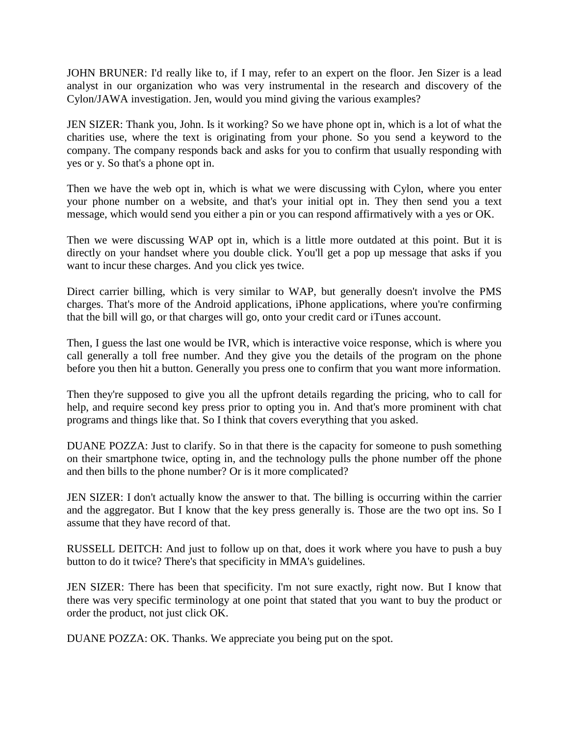JOHN BRUNER: I'd really like to, if I may, refer to an expert on the floor. Jen Sizer is a lead analyst in our organization who was very instrumental in the research and discovery of the Cylon/JAWA investigation. Jen, would you mind giving the various examples?

JEN SIZER: Thank you, John. Is it working? So we have phone opt in, which is a lot of what the charities use, where the text is originating from your phone. So you send a keyword to the company. The company responds back and asks for you to confirm that usually responding with yes or y. So that's a phone opt in.

Then we have the web opt in, which is what we were discussing with Cylon, where you enter your phone number on a website, and that's your initial opt in. They then send you a text message, which would send you either a pin or you can respond affirmatively with a yes or OK.

Then we were discussing WAP opt in, which is a little more outdated at this point. But it is directly on your handset where you double click. You'll get a pop up message that asks if you want to incur these charges. And you click yes twice.

Direct carrier billing, which is very similar to WAP, but generally doesn't involve the PMS charges. That's more of the Android applications, iPhone applications, where you're confirming that the bill will go, or that charges will go, onto your credit card or iTunes account.

Then, I guess the last one would be IVR, which is interactive voice response, which is where you call generally a toll free number. And they give you the details of the program on the phone before you then hit a button. Generally you press one to confirm that you want more information.

Then they're supposed to give you all the upfront details regarding the pricing, who to call for help, and require second key press prior to opting you in. And that's more prominent with chat programs and things like that. So I think that covers everything that you asked.

DUANE POZZA: Just to clarify. So in that there is the capacity for someone to push something on their smartphone twice, opting in, and the technology pulls the phone number off the phone and then bills to the phone number? Or is it more complicated?

JEN SIZER: I don't actually know the answer to that. The billing is occurring within the carrier and the aggregator. But I know that the key press generally is. Those are the two opt ins. So I assume that they have record of that.

RUSSELL DEITCH: And just to follow up on that, does it work where you have to push a buy button to do it twice? There's that specificity in MMA's guidelines.

JEN SIZER: There has been that specificity. I'm not sure exactly, right now. But I know that there was very specific terminology at one point that stated that you want to buy the product or order the product, not just click OK.

DUANE POZZA: OK. Thanks. We appreciate you being put on the spot.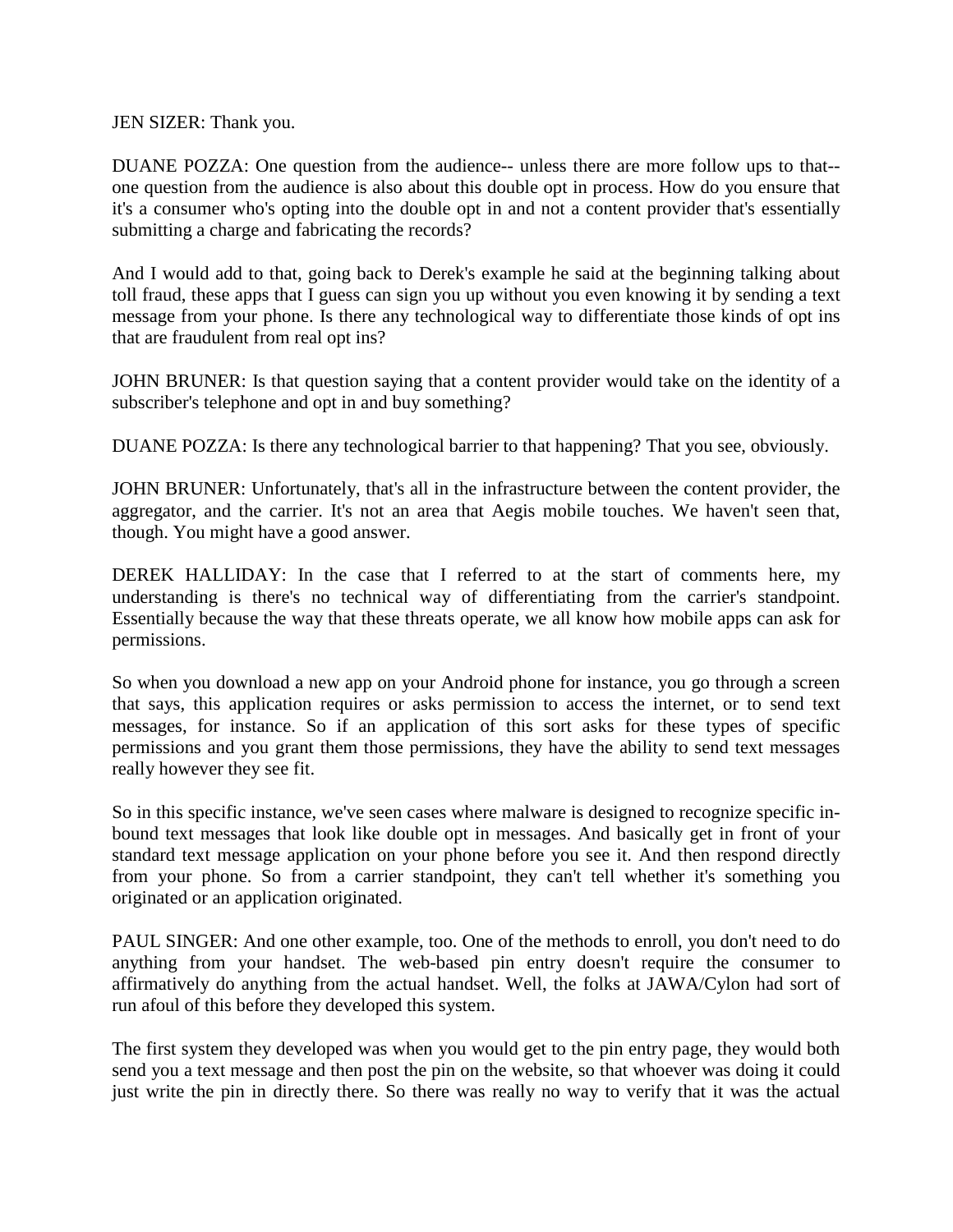JEN SIZER: Thank you.

DUANE POZZA: One question from the audience-- unless there are more follow ups to that-- one question from the audience is also about this double opt in process. How do you ensure that it's a consumer who's opting into the double opt in and not a content provider that's essentially submitting a charge and fabricating the records?

And I would add to that, going back to Derek's example he said at the beginning talking about toll fraud, these apps that I guess can sign you up without you even knowing it by sending a text message from your phone. Is there any technological way to differentiate those kinds of opt ins that are fraudulent from real opt ins?

JOHN BRUNER: Is that question saying that a content provider would take on the identity of a subscriber's telephone and opt in and buy something?

DUANE POZZA: Is there any technological barrier to that happening? That you see, obviously.

JOHN BRUNER: Unfortunately, that's all in the infrastructure between the content provider, the aggregator, and the carrier. It's not an area that Aegis mobile touches. We haven't seen that, though. You might have a good answer.

DEREK HALLIDAY: In the case that I referred to at the start of comments here, my understanding is there's no technical way of differentiating from the carrier's standpoint. Essentially because the way that these threats operate, we all know how mobile apps can ask for permissions.

So when you download a new app on your Android phone for instance, you go through a screen that says, this application requires or asks permission to access the internet, or to send text messages, for instance. So if an application of this sort asks for these types of specific permissions and you grant them those permissions, they have the ability to send text messages really however they see fit.

So in this specific instance, we've seen cases where malware is designed to recognize specific in-bound text messages that look like double opt in messages. And basically get in front of your standard text message application on your phone before you see it. And then respond directly from your phone. So from a carrier standpoint, they can't tell whether it's something you originated or an application originated.

PAUL SINGER: And one other example, too. One of the methods to enroll, you don't need to do anything from your handset. The web-based pin entry doesn't require the consumer to affirmatively do anything from the actual handset. Well, the folks at JAWA/Cylon had sort of run afoul of this before they developed this system.

The first system they developed was when you would get to the pin entry page, they would both send you a text message and then post the pin on the website, so that whoever was doing it could just write the pin in directly there. So there was really no way to verify that it was the actual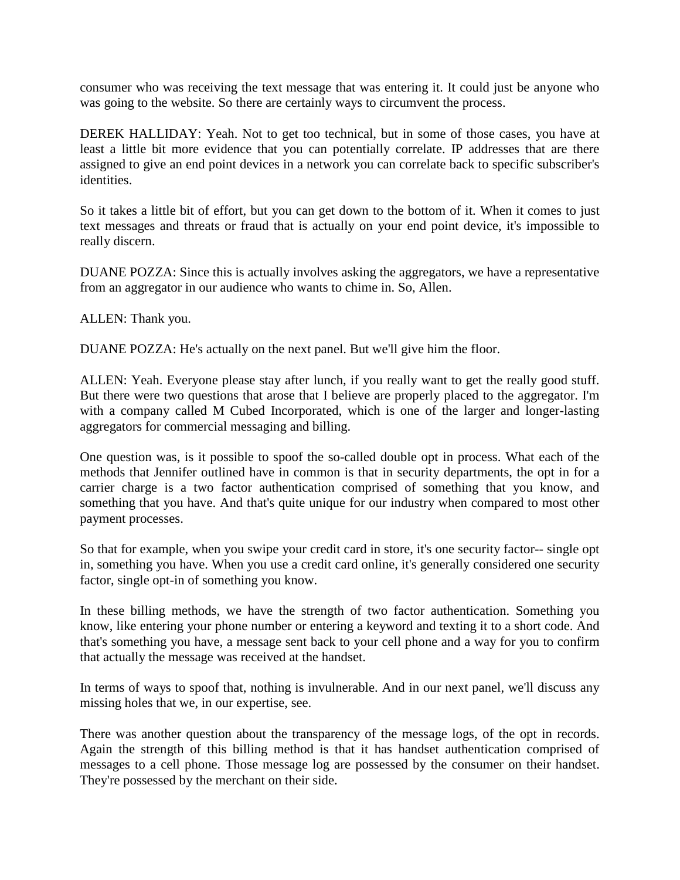consumer who was receiving the text message that was entering it. It could just be anyone who was going to the website. So there are certainly ways to circumvent the process.

DEREK HALLIDAY: Yeah. Not to get too technical, but in some of those cases, you have at least a little bit more evidence that you can potentially correlate. IP addresses that are there assigned to give an end point devices in a network you can correlate back to specific subscriber's identities.

So it takes a little bit of effort, but you can get down to the bottom of it. When it comes to just text messages and threats or fraud that is actually on your end point device, it's impossible to really discern.

DUANE POZZA: Since this is actually involves asking the aggregators, we have a representative from an aggregator in our audience who wants to chime in. So, Allen.

ALLEN: Thank you.

DUANE POZZA: He's actually on the next panel. But we'll give him the floor.

ALLEN: Yeah. Everyone please stay after lunch, if you really want to get the really good stuff. But there were two questions that arose that I believe are properly placed to the aggregator. I'm with a company called M Cubed Incorporated, which is one of the larger and longer-lasting aggregators for commercial messaging and billing.

One question was, is it possible to spoof the so-called double opt in process. What each of the methods that Jennifer outlined have in common is that in security departments, the opt in for a carrier charge is a two factor authentication comprised of something that you know, and something that you have. And that's quite unique for our industry when compared to most other payment processes.

So that for example, when you swipe your credit card in store, it's one security factor-- single opt in, something you have. When you use a credit card online, it's generally considered one security factor, single opt-in of something you know.

In these billing methods, we have the strength of two factor authentication. Something you know, like entering your phone number or entering a keyword and texting it to a short code. And that's something you have, a message sent back to your cell phone and a way for you to confirm that actually the message was received at the handset.

In terms of ways to spoof that, nothing is invulnerable. And in our next panel, we'll discuss any missing holes that we, in our expertise, see.

There was another question about the transparency of the message logs, of the opt in records. Again the strength of this billing method is that it has handset authentication comprised of messages to a cell phone. Those message log are possessed by the consumer on their handset. They're possessed by the merchant on their side.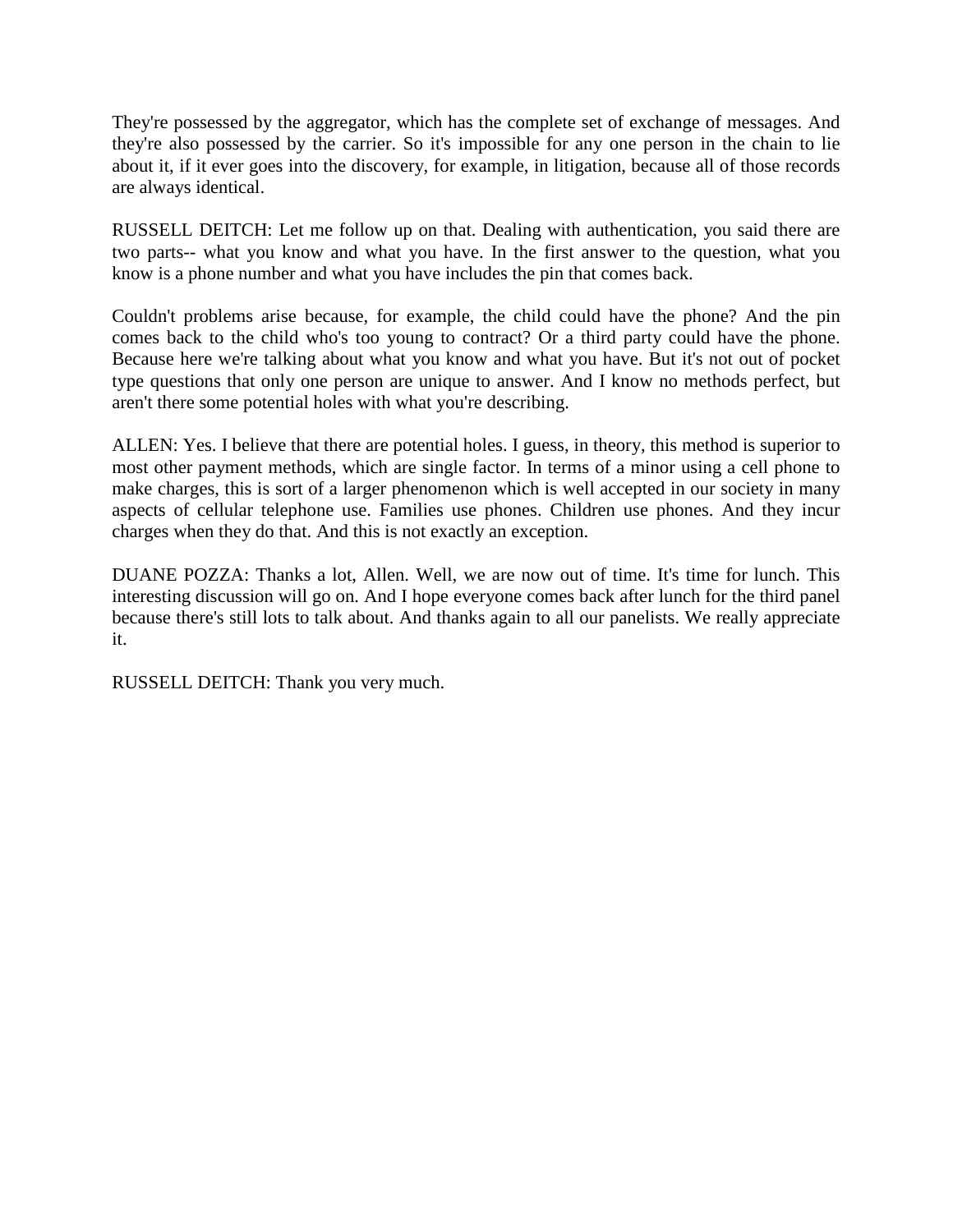They're possessed by the aggregator, which has the complete set of exchange of messages. And they're also possessed by the carrier. So it's impossible for any one person in the chain to lie about it, if it ever goes into the discovery, for example, in litigation, because all of those records are always identical.

RUSSELL DEITCH: Let me follow up on that. Dealing with authentication, you said there are two parts-- what you know and what you have. In the first answer to the question, what you know is a phone number and what you have includes the pin that comes back.

Couldn't problems arise because, for example, the child could have the phone? And the pin comes back to the child who's too young to contract? Or a third party could have the phone. Because here we're talking about what you know and what you have. But it's not out of pocket type questions that only one person are unique to answer. And I know no methods perfect, but aren't there some potential holes with what you're describing.

ALLEN: Yes. I believe that there are potential holes. I guess, in theory, this method is superior to most other payment methods, which are single factor. In terms of a minor using a cell phone to make charges, this is sort of a larger phenomenon which is well accepted in our society in many aspects of cellular telephone use. Families use phones. Children use phones. And they incur charges when they do that. And this is not exactly an exception.

DUANE POZZA: Thanks a lot, Allen. Well, we are now out of time. It's time for lunch. This interesting discussion will go on. And I hope everyone comes back after lunch for the third panel because there's still lots to talk about. And thanks again to all our panelists. We really appreciate it.

RUSSELL DEITCH: Thank you very much.